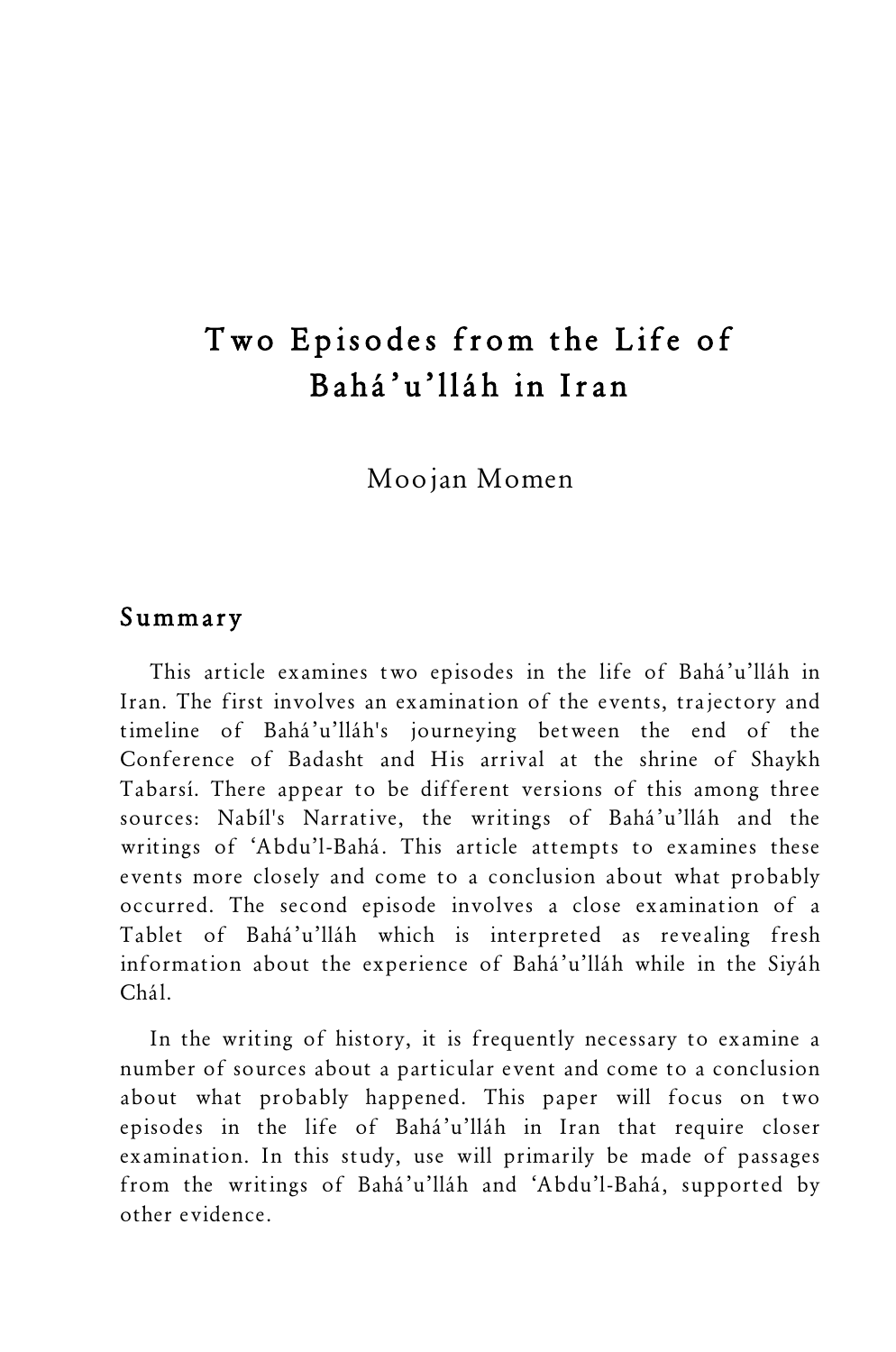# Two Episodes from the Life of Bahá'u'lláh in Iran

Moojan Momen

## Summary

This article examines two episodes in the life of Bahá'u'lláh in Iran. The first involves an examination of the events, trajectory and timeline of Bahá'u'lláh's journeying between the end of the Conference of Badasht and His arrival at the shrine of Shaykh Tabarsí. There appear to be different versions of this among three sources: Nabíl's Narrative, the writings of Bahá'u'lláh and the writings of 'Abdu'l-Bahá. This article attempts to examines these events more closely and come to a conclusion about what probably occurred. The second episode involves a close examination of a Tablet of Bahá'u'lláh which is interpreted as revealing fresh information about the experience of Bahá'u'lláh while in the Siyáh Chál.

In the writing of history, it is frequently necessary to examine a number of sources about a particular event and come to a conclusion about what probably happened. This paper will focus on two episodes in the life of Bahá'u'lláh in Iran that require closer examination. In this study, use will primarily be made of passages from the writings of Bahá'u'lláh and 'Abdu'l-Bahá, supported by other evidence.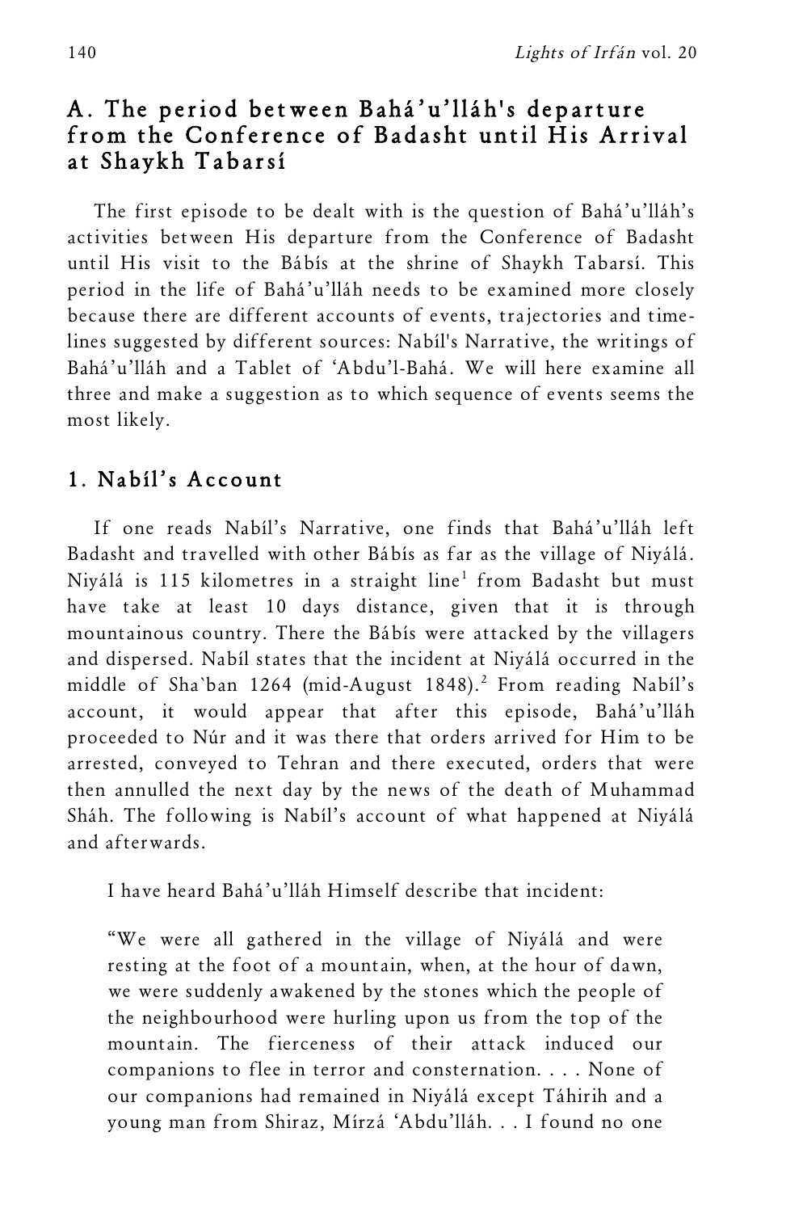## A. The period between Bahá'u'lláh's departure from the Conference of Badasht until His Arrival at Shaykh Tabarsí

The first episode to be dealt with is the question of Bahá'u'lláh's activities between His departure from the Conference of Badasht until His visit to the Bábís at the shrine of Shaykh Tabarsí. This period in the life of Bahá'u'lláh needs to be examined more closely because there are different accounts of events, trajectories and time-lines suggested by different sources: Nabíl's Narrative, the writings of Bahá'u'lláh and a Tablet of 'Abdu'l-Bahá. We will here examine all three and make a suggestion as to which sequence of events seems the most likely.

### 1. Nabíl's Account

If one reads Nabíl's Narrative, one finds that Bahá'u'lláh left Badasht and travelled with other Bábís as far as the village of Niyálá. Niyálá is 115 kilometres in a straight line[1] from Badasht but must have take at least 10 days distance, given that it is through mountainous country. There the Bábís were attacked by the villagers and dispersed. Nabíl states that the incident at Niyálá occurred in the middle of Sha`ban 1264 (mid-August 1848).[2] From reading Nabíl's account, it would appear that after this episode, Bahá'u'lláh proceeded to Núr and it was there that orders arrived for Him to be arrested, conveyed to Tehran and there executed, orders that were then annulled the next day by the news of the death of Muhammad Sháh. The following is Nabíl's account of what happened at Niyálá and afterwards.

> I have heard Bahá'u'lláh Himself describe that incident:
>
> "We were all gathered in the village of Niyálá and were resting at the foot of a mountain, when, at the hour of dawn, we were suddenly awakened by the stones which the people of the neighbourhood were hurling upon us from the top of the mountain. The fierceness of their attack induced our companions to flee in terror and consternation. . . . None of our companions had remained in Niyálá except Táhirih and a young man from Shiraz, Mírzá 'Abdu'lláh. . . I found no one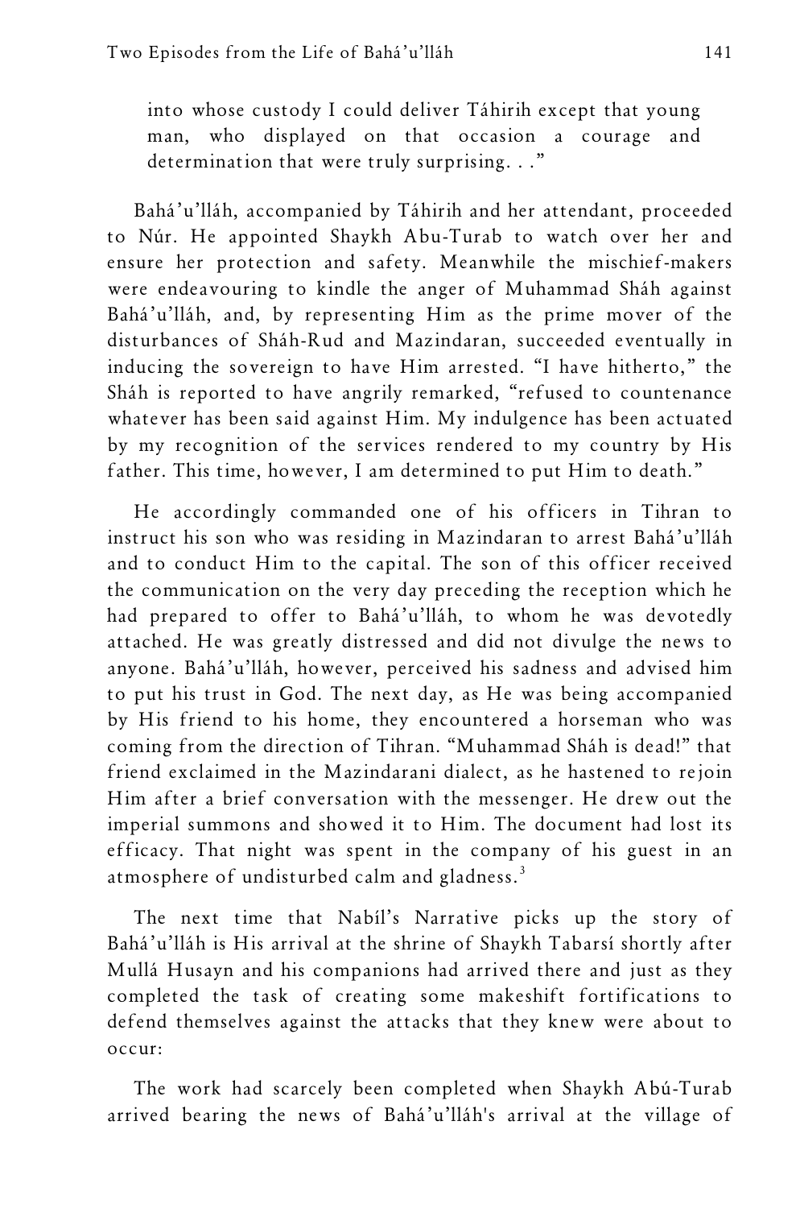> into whose custody I could deliver Táhirih except that young man, who displayed on that occasion a courage and determination that were truly surprising. . ."

Bahá'u'lláh, accompanied by Táhirih and her attendant, proceeded to Núr. He appointed Shaykh Abu-Turab to watch over her and ensure her protection and safety. Meanwhile the mischief-makers were endeavouring to kindle the anger of Muhammad Sháh against Bahá'u'lláh, and, by representing Him as the prime mover of the disturbances of Sháh-Rud and Mazindaran, succeeded eventually in inducing the sovereign to have Him arrested. "I have hitherto," the Sháh is reported to have angrily remarked, "refused to countenance whatever has been said against Him. My indulgence has been actuated by my recognition of the services rendered to my country by His father. This time, however, I am determined to put Him to death."

He accordingly commanded one of his officers in Tihran to instruct his son who was residing in Mazindaran to arrest Bahá'u'lláh and to conduct Him to the capital. The son of this officer received the communication on the very day preceding the reception which he had prepared to offer to Bahá'u'lláh, to whom he was devotedly attached. He was greatly distressed and did not divulge the news to anyone. Bahá'u'lláh, however, perceived his sadness and advised him to put his trust in God. The next day, as He was being accompanied by His friend to his home, they encountered a horseman who was coming from the direction of Tihran. "Muhammad Sháh is dead!" that friend exclaimed in the Mazindarani dialect, as he hastened to rejoin Him after a brief conversation with the messenger. He drew out the imperial summons and showed it to Him. The document had lost its efficacy. That night was spent in the company of his guest in an atmosphere of undisturbed calm and gladness.[3]

The next time that Nabíl's Narrative picks up the story of Bahá'u'lláh is His arrival at the shrine of Shaykh Tabarsí shortly after Mullá Husayn and his companions had arrived there and just as they completed the task of creating some makeshift fortifications to defend themselves against the attacks that they knew were about to occur:

> The work had scarcely been completed when Shaykh Abú-Turab arrived bearing the news of Bahá'u'lláh's arrival at the village of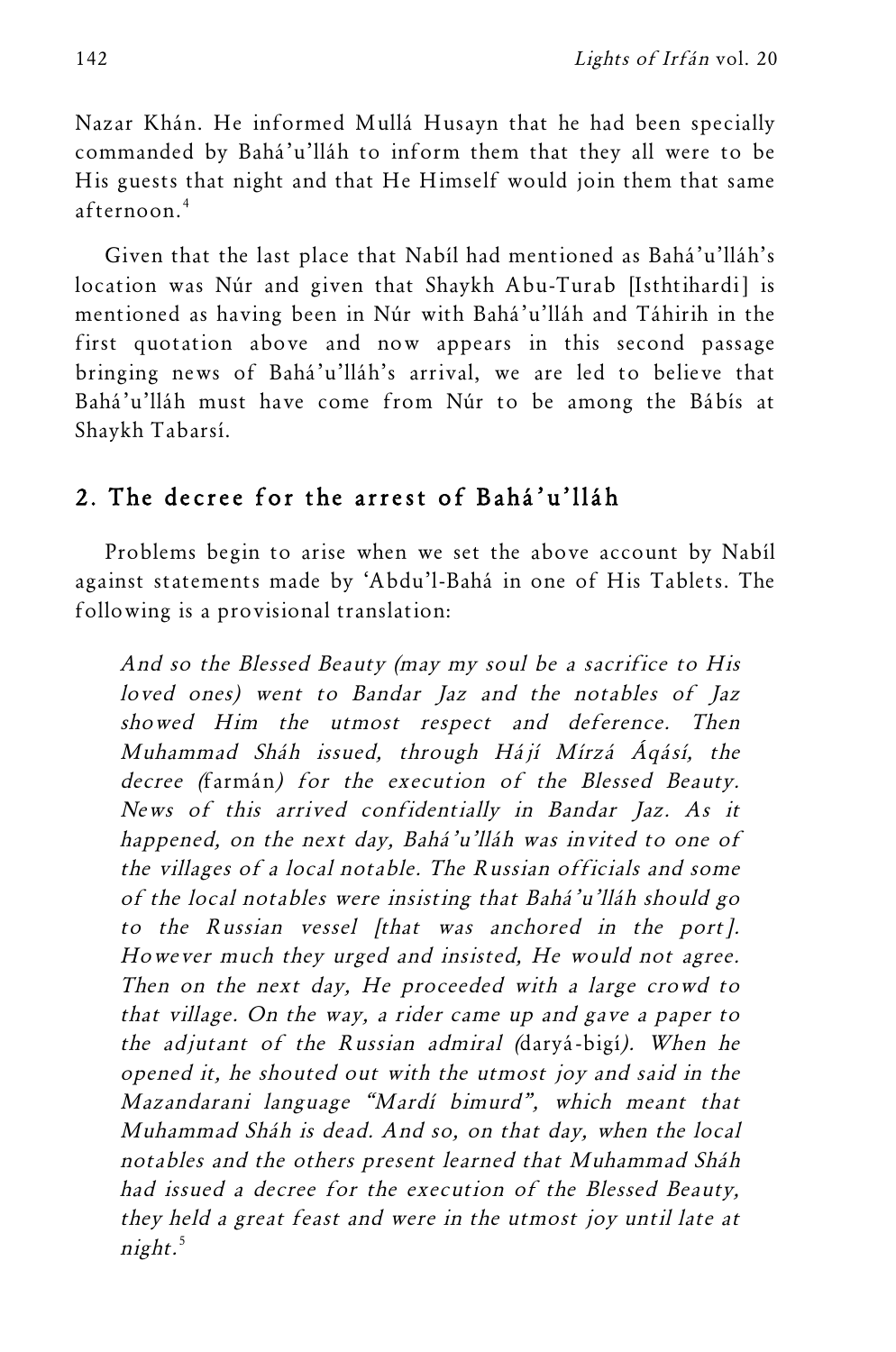Nazar Khán. He informed Mullá Husayn that he had been specially commanded by Bahá'u'lláh to inform them that they all were to be His guests that night and that He Himself would join them that same afternoon.[4]

Given that the last place that Nabíl had mentioned as Bahá'u'lláh's location was Núr and given that Shaykh Abu-Turab [Isthtihardi] is mentioned as having been in Núr with Bahá'u'lláh and Táhirih in the first quotation above and now appears in this second passage bringing news of Bahá'u'lláh's arrival, we are led to believe that Bahá'u'lláh must have come from Núr to be among the Bábís at Shaykh Tabarsí.

## 2. The decree for the arrest of Bahá'u'lláh

Problems begin to arise when we set the above account by Nabíl against statements made by 'Abdu'l-Bahá in one of His Tablets. The following is a provisional translation:

> *And so the Blessed Beauty (may my soul be a sacrifice to His loved ones) went to Bandar Jaz and the notables of Jaz showed Him the utmost respect and deference. Then Muhammad Sháh issued, through Hájí Mírzá Áqásí, the decree (*farmán*) for the execution of the Blessed Beauty. News of this arrived confidentially in Bandar Jaz. As it happened, on the next day, Bahá'u'lláh was invited to one of the villages of a local notable. The Russian officials and some of the local notables were insisting that Bahá'u'lláh should go to the Russian vessel [that was anchored in the port]. However much they urged and insisted, He would not agree. Then on the next day, He proceeded with a large crowd to that village. On the way, a rider came up and gave a paper to the adjutant of the Russian admiral (*daryá-bigí*). When he opened it, he shouted out with the utmost joy and said in the Mazandarani language "Mardí bimurd", which meant that Muhammad Sháh is dead. And so, on that day, when the local notables and the others present learned that Muhammad Sháh had issued a decree for the execution of the Blessed Beauty, they held a great feast and were in the utmost joy until late at night.*[5]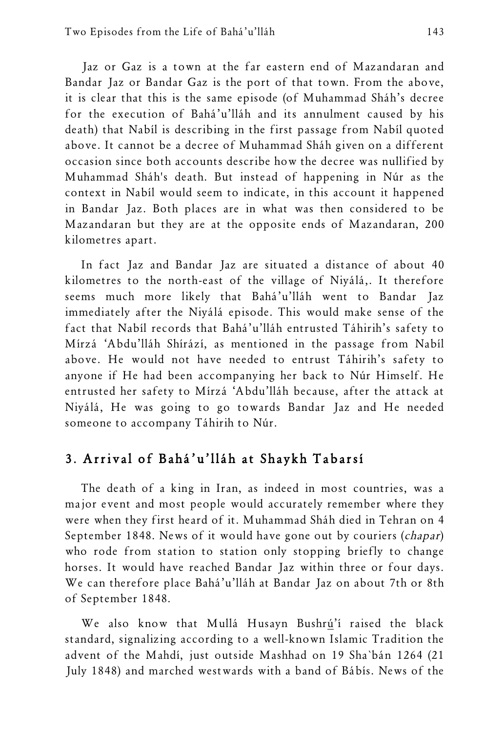Jaz or Gaz is a town at the far eastern end of Mazandaran and Bandar Jaz or Bandar Gaz is the port of that town. From the above, it is clear that this is the same episode (of Muhammad Sháh's decree for the execution of Bahá'u'lláh and its annulment caused by his death) that Nabíl is describing in the first passage from Nabíl quoted above. It cannot be a decree of Muhammad Sháh given on a different occasion since both accounts describe how the decree was nullified by Muhammad Sháh's death. But instead of happening in Núr as the context in Nabíl would seem to indicate, in this account it happened in Bandar Jaz. Both places are in what was then considered to be Mazandaran but they are at the opposite ends of Mazandaran, 200 kilometres apart.

In fact Jaz and Bandar Jaz are situated a distance of about 40 kilometres to the north-east of the village of Niyálá,. It therefore seems much more likely that Bahá'u'lláh went to Bandar Jaz immediately after the Niyálá episode. This would make sense of the fact that Nabíl records that Bahá'u'lláh entrusted Táhirih's safety to Mírzá 'Abdu'lláh Shírází, as mentioned in the passage from Nabíl above. He would not have needed to entrust Táhirih's safety to anyone if He had been accompanying her back to Núr Himself. He entrusted her safety to Mírzá 'Abdu'lláh because, after the attack at Niyálá, He was going to go towards Bandar Jaz and He needed someone to accompany Táhirih to Núr.

## 3. Arrival of Bahá'u'lláh at Shaykh Tabarsí

The death of a king in Iran, as indeed in most countries, was a major event and most people would accurately remember where they were when they first heard of it. Muhammad Sháh died in Tehran on 4 September 1848. News of it would have gone out by couriers (*chapar*) who rode from station to station only stopping briefly to change horses. It would have reached Bandar Jaz within three or four days. We can therefore place Bahá'u'lláh at Bandar Jaz on about 7th or 8th of September 1848.

We also know that Mullá Husayn Bushrú'í raised the black standard, signalizing according to a well-known Islamic Tradition the advent of the Mahdí, just outside Mashhad on 19 Sha`bán 1264 (21 July 1848) and marched westwards with a band of Bábís. News of the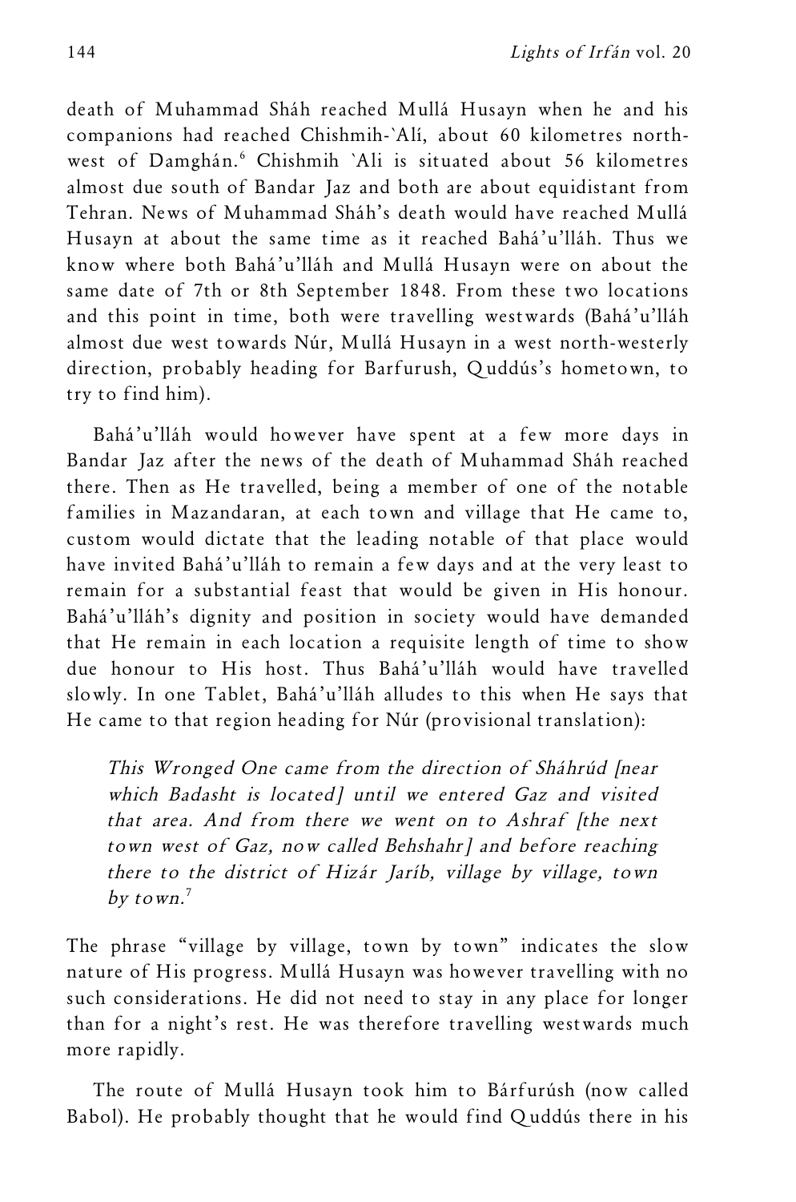death of Muhammad Sháh reached Mullá Husayn when he and his companions had reached Chishmih-`Alí, about 60 kilometres north-west of Damghán.[6] Chishmih `Ali is situated about 56 kilometres almost due south of Bandar Jaz and both are about equidistant from Tehran. News of Muhammad Sháh's death would have reached Mullá Husayn at about the same time as it reached Bahá'u'lláh. Thus we know where both Bahá'u'lláh and Mullá Husayn were on about the same date of 7th or 8th September 1848. From these two locations and this point in time, both were travelling westwards (Bahá'u'lláh almost due west towards Núr, Mullá Husayn in a west north-westerly direction, probably heading for Barfurush, Quddús's hometown, to try to find him).

Bahá'u'lláh would however have spent at a few more days in Bandar Jaz after the news of the death of Muhammad Sháh reached there. Then as He travelled, being a member of one of the notable families in Mazandaran, at each town and village that He came to, custom would dictate that the leading notable of that place would have invited Bahá'u'lláh to remain a few days and at the very least to remain for a substantial feast that would be given in His honour. Bahá'u'lláh's dignity and position in society would have demanded that He remain in each location a requisite length of time to show due honour to His host. Thus Bahá'u'lláh would have travelled slowly. In one Tablet, Bahá'u'lláh alludes to this when He says that He came to that region heading for Núr (provisional translation):

> *This Wronged One came from the direction of Sháhrúd [near which Badasht is located] until we entered Gaz and visited that area. And from there we went on to Ashraf [the next town west of Gaz, now called Behshahr] and before reaching there to the district of Hizár Jaríb, village by village, town by town.*[7]

The phrase "village by village, town by town" indicates the slow nature of His progress. Mullá Husayn was however travelling with no such considerations. He did not need to stay in any place for longer than for a night's rest. He was therefore travelling westwards much more rapidly.

The route of Mullá Husayn took him to Bárfurúsh (now called Babol). He probably thought that he would find Quddús there in his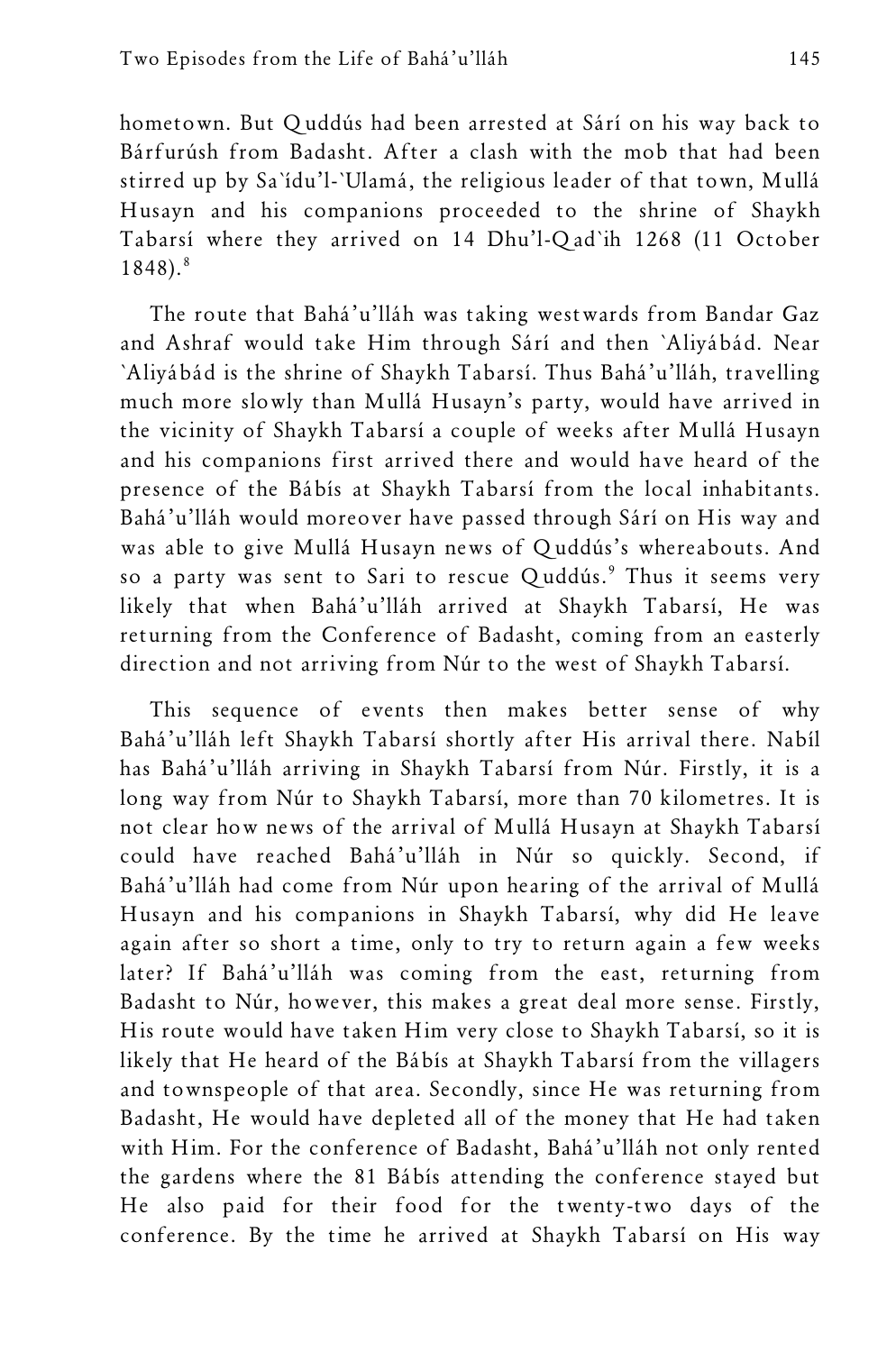hometown. But Quddús had been arrested at Sárí on his way back to Bárfurúsh from Badasht. After a clash with the mob that had been stirred up by Sa`ídu'l-`Ulamá, the religious leader of that town, Mullá Husayn and his companions proceeded to the shrine of Shaykh Tabarsí where they arrived on 14 Dhu'l-Qad`ih 1268 (11 October 1848).[8]

The route that Bahá'u'lláh was taking westwards from Bandar Gaz and Ashraf would take Him through Sárí and then `Aliyábád. Near `Aliyábád is the shrine of Shaykh Tabarsí. Thus Bahá'u'lláh, travelling much more slowly than Mullá Husayn's party, would have arrived in the vicinity of Shaykh Tabarsí a couple of weeks after Mullá Husayn and his companions first arrived there and would have heard of the presence of the Bábís at Shaykh Tabarsí from the local inhabitants. Bahá'u'lláh would moreover have passed through Sárí on His way and was able to give Mullá Husayn news of Quddús's whereabouts. And so a party was sent to Sari to rescue Quddús.[9] Thus it seems very likely that when Bahá'u'lláh arrived at Shaykh Tabarsí, He was returning from the Conference of Badasht, coming from an easterly direction and not arriving from Núr to the west of Shaykh Tabarsí.

This sequence of events then makes better sense of why Bahá'u'lláh left Shaykh Tabarsí shortly after His arrival there. Nabíl has Bahá'u'lláh arriving in Shaykh Tabarsí from Núr. Firstly, it is a long way from Núr to Shaykh Tabarsí, more than 70 kilometres. It is not clear how news of the arrival of Mullá Husayn at Shaykh Tabarsí could have reached Bahá'u'lláh in Núr so quickly. Second, if Bahá'u'lláh had come from Núr upon hearing of the arrival of Mullá Husayn and his companions in Shaykh Tabarsí, why did He leave again after so short a time, only to try to return again a few weeks later? If Bahá'u'lláh was coming from the east, returning from Badasht to Núr, however, this makes a great deal more sense. Firstly, His route would have taken Him very close to Shaykh Tabarsí, so it is likely that He heard of the Bábís at Shaykh Tabarsí from the villagers and townspeople of that area. Secondly, since He was returning from Badasht, He would have depleted all of the money that He had taken with Him. For the conference of Badasht, Bahá'u'lláh not only rented the gardens where the 81 Bábís attending the conference stayed but He also paid for their food for the twenty-two days of the conference. By the time he arrived at Shaykh Tabarsí on His way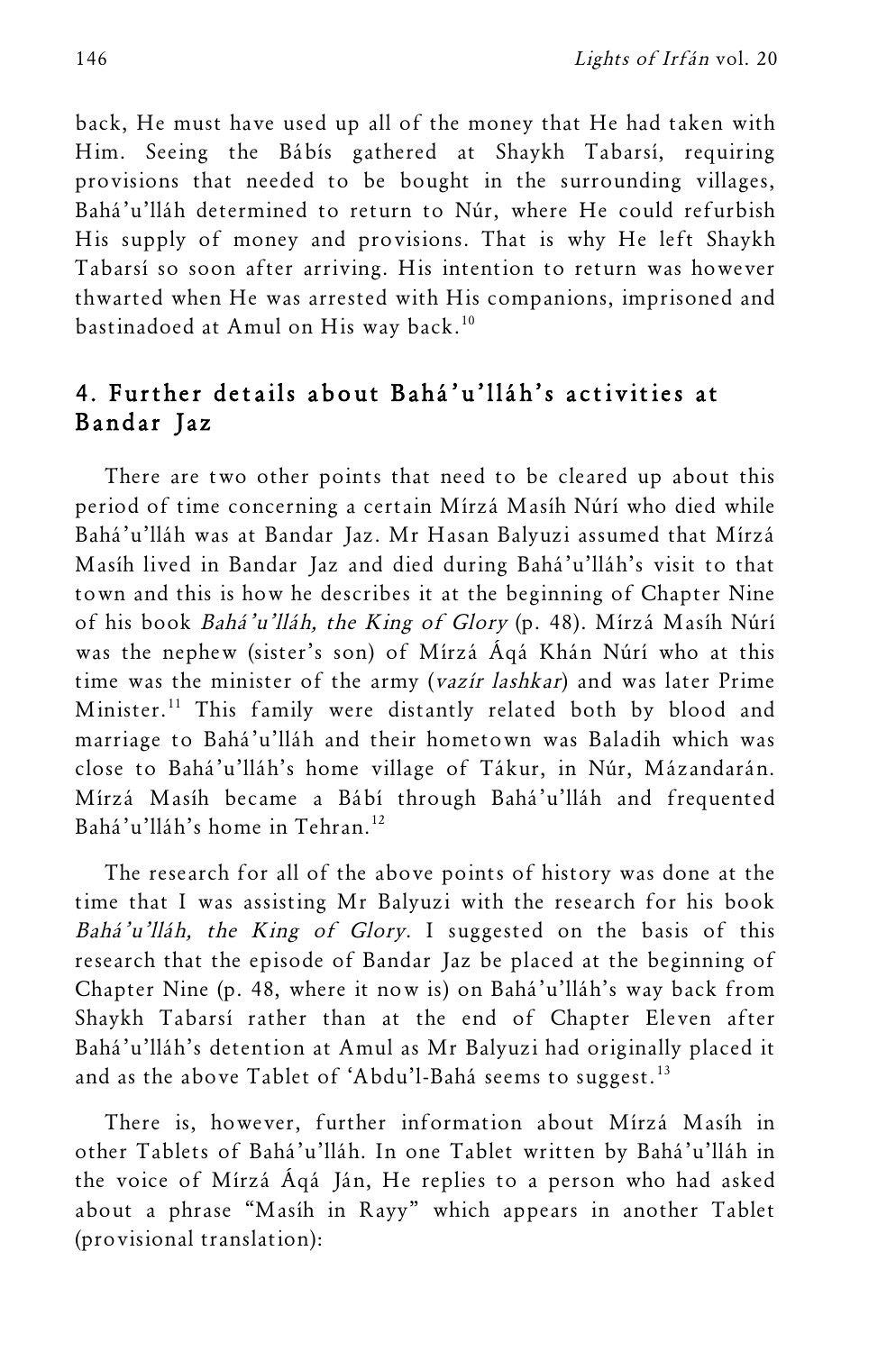back, He must have used up all of the money that He had taken with Him. Seeing the Bábís gathered at Shaykh Tabarsí, requiring provisions that needed to be bought in the surrounding villages, Bahá'u'lláh determined to return to Núr, where He could refurbish His supply of money and provisions. That is why He left Shaykh Tabarsí so soon after arriving. His intention to return was however thwarted when He was arrested with His companions, imprisoned and bastinadoed at Amul on His way back.[10]

## 4. Further details about Bahá'u'lláh's activities at Bandar Jaz

There are two other points that need to be cleared up about this period of time concerning a certain Mírzá Masíh Núrí who died while Bahá'u'lláh was at Bandar Jaz. Mr Hasan Balyuzi assumed that Mírzá Masíh lived in Bandar Jaz and died during Bahá'u'lláh's visit to that town and this is how he describes it at the beginning of Chapter Nine of his book *Bahá'u'lláh, the King of Glory* (p. 48). Mírzá Masíh Núrí was the nephew (sister's son) of Mírzá Áqá Khán Núrí who at this time was the minister of the army (*vazír lashkar*) and was later Prime Minister.[11] This family were distantly related both by blood and marriage to Bahá'u'lláh and their hometown was Baladih which was close to Bahá'u'lláh's home village of Tákur, in Núr, Mázandarán. Mírzá Masíh became a Bábí through Bahá'u'lláh and frequented Bahá'u'lláh's home in Tehran.[12]

The research for all of the above points of history was done at the time that I was assisting Mr Balyuzi with the research for his book *Bahá'u'lláh, the King of Glory*. I suggested on the basis of this research that the episode of Bandar Jaz be placed at the beginning of Chapter Nine (p. 48, where it now is) on Bahá'u'lláh's way back from Shaykh Tabarsí rather than at the end of Chapter Eleven after Bahá'u'lláh's detention at Amul as Mr Balyuzi had originally placed it and as the above Tablet of 'Abdu'l-Bahá seems to suggest.[13]

There is, however, further information about Mírzá Masíh in other Tablets of Bahá'u'lláh. In one Tablet written by Bahá'u'lláh in the voice of Mírzá Áqá Ján, He replies to a person who had asked about a phrase "Masíh in Rayy" which appears in another Tablet (provisional translation):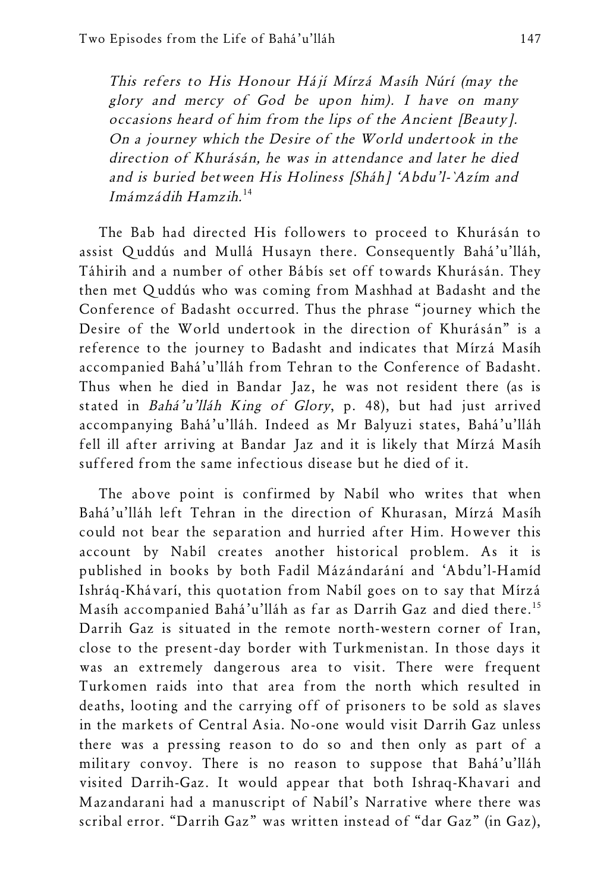> *This refers to His Honour Hájí Mírzá Masíh Núrí (may the glory and mercy of God be upon him). I have on many occasions heard of him from the lips of the Ancient [Beauty]. On a journey which the Desire of the World undertook in the direction of Khurásán, he was in attendance and later he died and is buried between His Holiness [Sháh] 'Abdu'l-`Azím and Imámzádih Hamzih.*[14]

The Bab had directed His followers to proceed to Khurásán to assist Quddús and Mullá Husayn there. Consequently Bahá'u'lláh, Táhirih and a number of other Bábís set off towards Khurásán. They then met Quddús who was coming from Mashhad at Badasht and the Conference of Badasht occurred. Thus the phrase "journey which the Desire of the World undertook in the direction of Khurásán" is a reference to the journey to Badasht and indicates that Mírzá Masíh accompanied Bahá'u'lláh from Tehran to the Conference of Badasht. Thus when he died in Bandar Jaz, he was not resident there (as is stated in *Bahá'u'lláh King of Glory*, p. 48), but had just arrived accompanying Bahá'u'lláh. Indeed as Mr Balyuzi states, Bahá'u'lláh fell ill after arriving at Bandar Jaz and it is likely that Mírzá Masíh suffered from the same infectious disease but he died of it.

The above point is confirmed by Nabíl who writes that when Bahá'u'lláh left Tehran in the direction of Khurasan, Mírzá Masíh could not bear the separation and hurried after Him. However this account by Nabíl creates another historical problem. As it is published in books by both Fadil Mázándarání and 'Abdu'l-Hamíd Ishráq-Khávarí, this quotation from Nabíl goes on to say that Mírzá Masíh accompanied Bahá'u'lláh as far as Darrih Gaz and died there.[15] Darrih Gaz is situated in the remote north-western corner of Iran, close to the present-day border with Turkmenistan. In those days it was an extremely dangerous area to visit. There were frequent Turkomen raids into that area from the north which resulted in deaths, looting and the carrying off of prisoners to be sold as slaves in the markets of Central Asia. No-one would visit Darrih Gaz unless there was a pressing reason to do so and then only as part of a military convoy. There is no reason to suppose that Bahá'u'lláh visited Darrih-Gaz. It would appear that both Ishraq-Khavari and Mazandarani had a manuscript of Nabíl's Narrative where there was scribal error. "Darrih Gaz" was written instead of "dar Gaz" (in Gaz),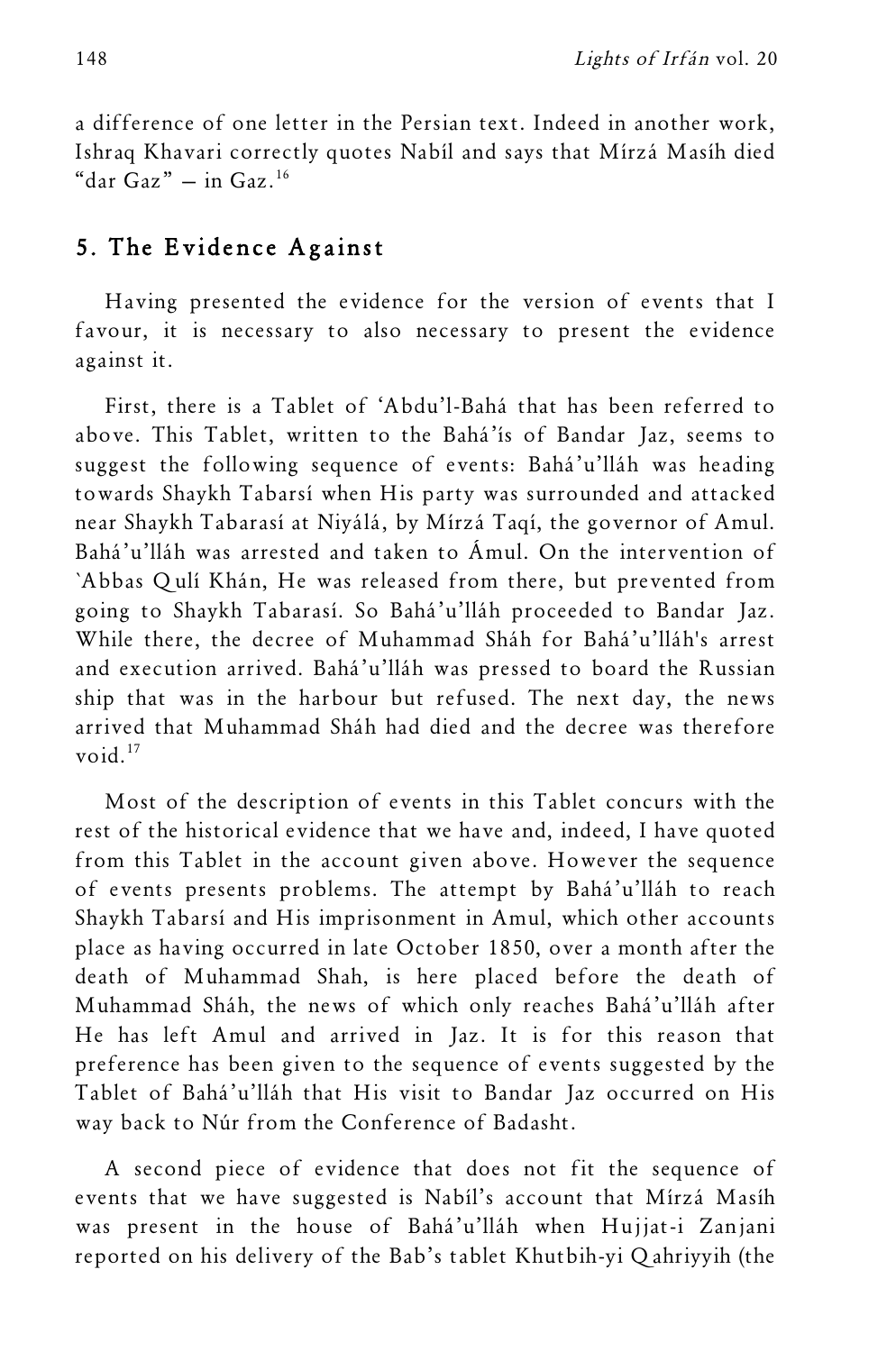a difference of one letter in the Persian text. Indeed in another work, Ishraq Khavari correctly quotes Nabíl and says that Mírzá Masíh died "dar Gaz" – in Gaz.[16]

## 5. The Evidence Against

Having presented the evidence for the version of events that I favour, it is necessary to also necessary to present the evidence against it.

First, there is a Tablet of 'Abdu'l-Bahá that has been referred to above. This Tablet, written to the Bahá'ís of Bandar Jaz, seems to suggest the following sequence of events: Bahá'u'lláh was heading towards Shaykh Tabarsí when His party was surrounded and attacked near Shaykh Tabarasí at Niyálá, by Mírzá Taqí, the governor of Amul. Bahá'u'lláh was arrested and taken to Ámul. On the intervention of `Abbas Qulí Khán, He was released from there, but prevented from going to Shaykh Tabarasí. So Bahá'u'lláh proceeded to Bandar Jaz. While there, the decree of Muhammad Sháh for Bahá'u'lláh's arrest and execution arrived. Bahá'u'lláh was pressed to board the Russian ship that was in the harbour but refused. The next day, the news arrived that Muhammad Sháh had died and the decree was therefore void.[17]

Most of the description of events in this Tablet concurs with the rest of the historical evidence that we have and, indeed, I have quoted from this Tablet in the account given above. However the sequence of events presents problems. The attempt by Bahá'u'lláh to reach Shaykh Tabarsí and His imprisonment in Amul, which other accounts place as having occurred in late October 1850, over a month after the death of Muhammad Shah, is here placed before the death of Muhammad Sháh, the news of which only reaches Bahá'u'lláh after He has left Amul and arrived in Jaz. It is for this reason that preference has been given to the sequence of events suggested by the Tablet of Bahá'u'lláh that His visit to Bandar Jaz occurred on His way back to Núr from the Conference of Badasht.

A second piece of evidence that does not fit the sequence of events that we have suggested is Nabíl's account that Mírzá Masíh was present in the house of Bahá'u'lláh when Hujjat-i Zanjani reported on his delivery of the Bab's tablet Khutbih-yi Qahriyyih (the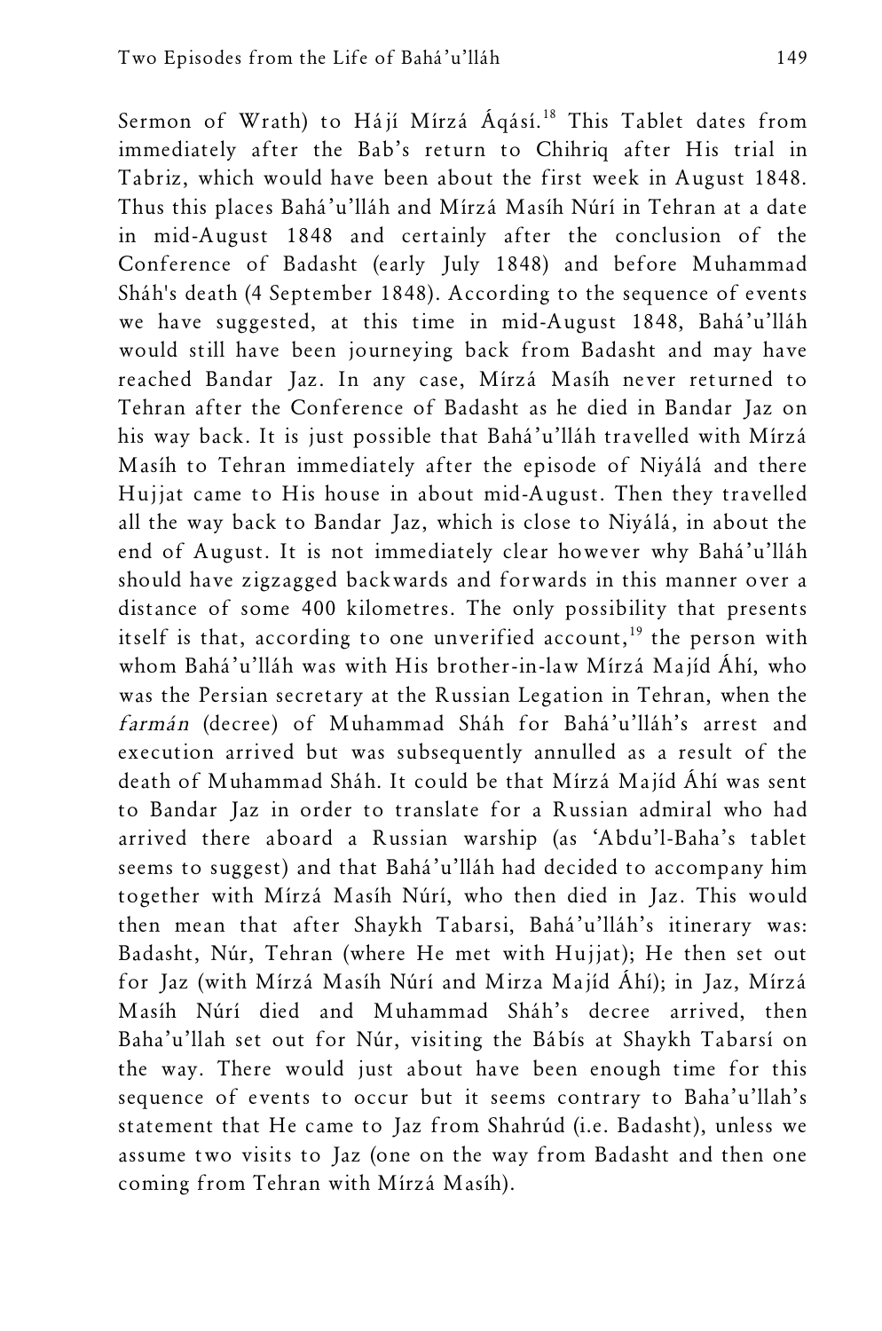Sermon of Wrath) to Hájí Mírzá Áqásí.[18] This Tablet dates from immediately after the Bab's return to Chihriq after His trial in Tabriz, which would have been about the first week in August 1848. Thus this places Bahá'u'lláh and Mírzá Masíh Núrí in Tehran at a date in mid-August 1848 and certainly after the conclusion of the Conference of Badasht (early July 1848) and before Muhammad Sháh's death (4 September 1848). According to the sequence of events we have suggested, at this time in mid-August 1848, Bahá'u'lláh would still have been journeying back from Badasht and may have reached Bandar Jaz. In any case, Mírzá Masíh never returned to Tehran after the Conference of Badasht as he died in Bandar Jaz on his way back. It is just possible that Bahá'u'lláh travelled with Mírzá Masíh to Tehran immediately after the episode of Niyálá and there Hujjat came to His house in about mid-August. Then they travelled all the way back to Bandar Jaz, which is close to Niyálá, in about the end of August. It is not immediately clear however why Bahá'u'lláh should have zigzagged backwards and forwards in this manner over a distance of some 400 kilometres. The only possibility that presents itself is that, according to one unverified account,[19] the person with whom Bahá'u'lláh was with His brother-in-law Mírzá Majíd Áhí, who was the Persian secretary at the Russian Legation in Tehran, when the *farmán* (decree) of Muhammad Sháh for Bahá'u'lláh's arrest and execution arrived but was subsequently annulled as a result of the death of Muhammad Sháh. It could be that Mírzá Majíd Áhí was sent to Bandar Jaz in order to translate for a Russian admiral who had arrived there aboard a Russian warship (as 'Abdu'l-Baha's tablet seems to suggest) and that Bahá'u'lláh had decided to accompany him together with Mírzá Masíh Núrí, who then died in Jaz. This would then mean that after Shaykh Tabarsi, Bahá'u'lláh's itinerary was: Badasht, Núr, Tehran (where He met with Hujjat); He then set out for Jaz (with Mírzá Masíh Núrí and Mirza Majíd Áhí); in Jaz, Mírzá Masíh Núrí died and Muhammad Sháh's decree arrived, then Baha'u'llah set out for Núr, visiting the Bábís at Shaykh Tabarsí on the way. There would just about have been enough time for this sequence of events to occur but it seems contrary to Baha'u'llah's statement that He came to Jaz from Shahrúd (i.e. Badasht), unless we assume two visits to Jaz (one on the way from Badasht and then one coming from Tehran with Mírzá Masíh).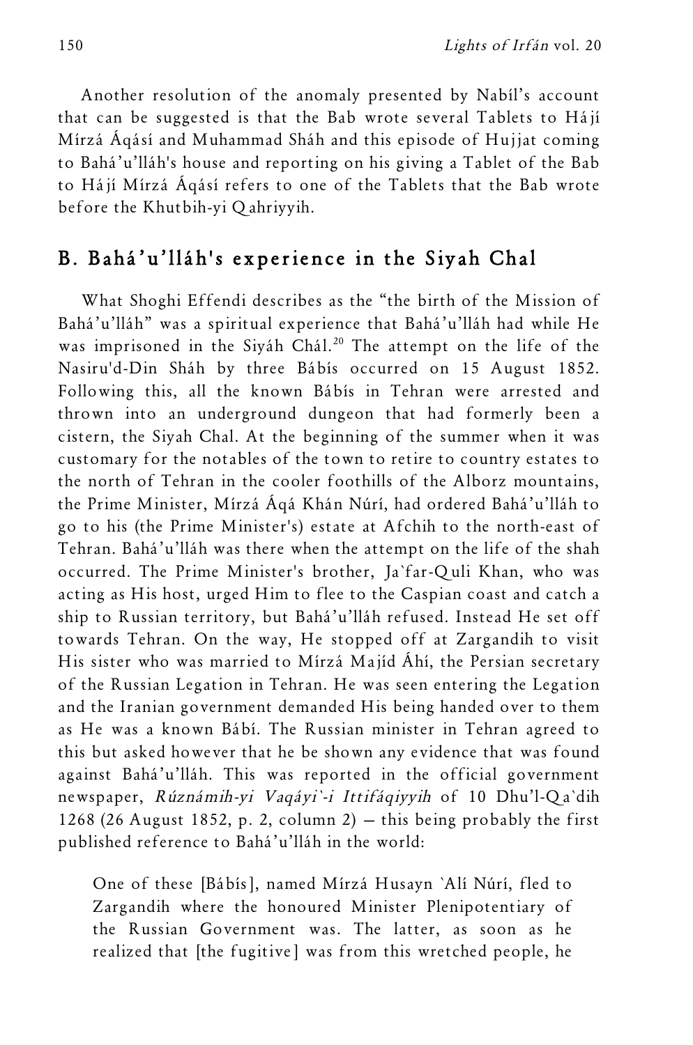Another resolution of the anomaly presented by Nabíl's account that can be suggested is that the Bab wrote several Tablets to Hájí Mírzá Áqásí and Muhammad Sháh and this episode of Hujjat coming to Bahá'u'lláh's house and reporting on his giving a Tablet of the Bab to Hájí Mírzá Áqásí refers to one of the Tablets that the Bab wrote before the Khutbih-yi Qahriyyih.

## B. Bahá'u'lláh's experience in the Siyah Chal

What Shoghi Effendi describes as the "the birth of the Mission of Bahá'u'lláh" was a spiritual experience that Bahá'u'lláh had while He was imprisoned in the Siyáh Chál.[20] The attempt on the life of the Nasiru'd-Din Sháh by three Bábís occurred on 15 August 1852. Following this, all the known Bábís in Tehran were arrested and thrown into an underground dungeon that had formerly been a cistern, the Siyah Chal. At the beginning of the summer when it was customary for the notables of the town to retire to country estates to the north of Tehran in the cooler foothills of the Alborz mountains, the Prime Minister, Mírzá Áqá Khán Núrí, had ordered Bahá'u'lláh to go to his (the Prime Minister's) estate at Afchih to the north-east of Tehran. Bahá'u'lláh was there when the attempt on the life of the shah occurred. The Prime Minister's brother, Ja`far-Quli Khan, who was acting as His host, urged Him to flee to the Caspian coast and catch a ship to Russian territory, but Bahá'u'lláh refused. Instead He set off towards Tehran. On the way, He stopped off at Zargandih to visit His sister who was married to Mírzá Majíd Áhí, the Persian secretary of the Russian Legation in Tehran. He was seen entering the Legation and the Iranian government demanded His being handed over to them as He was a known Bábí. The Russian minister in Tehran agreed to this but asked however that he be shown any evidence that was found against Bahá'u'lláh. This was reported in the official government newspaper, *Rúznámih-yi Vaqáyi`-i Ittifáqiyyih* of 10 Dhu'l-Qa`dih 1268 (26 August 1852, p. 2, column 2) — this being probably the first published reference to Bahá'u'lláh in the world:

> One of these [Bábís], named Mírzá Husayn `Alí Núrí, fled to Zargandih where the honoured Minister Plenipotentiary of the Russian Government was. The latter, as soon as he realized that [the fugitive] was from this wretched people, he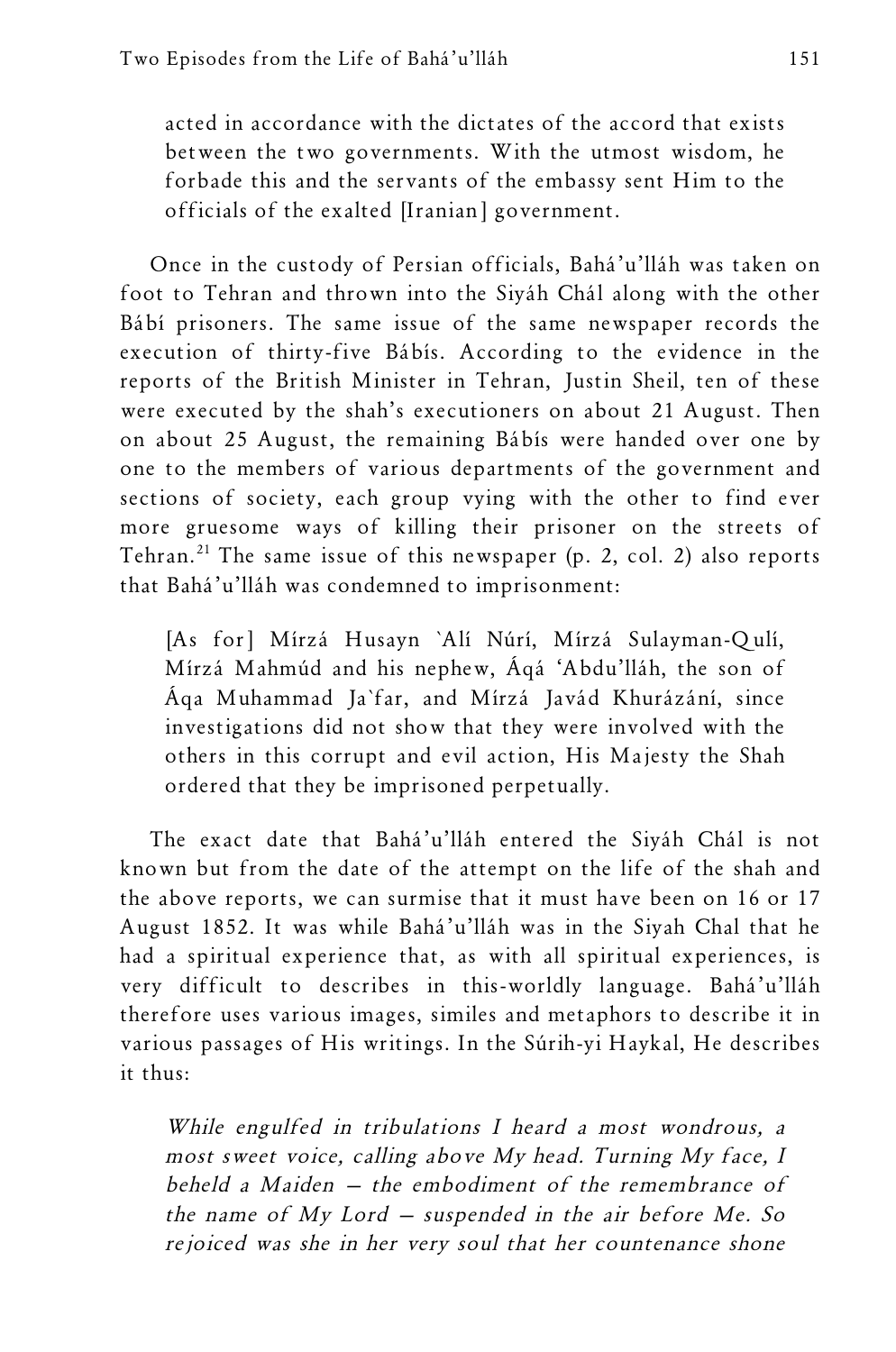acted in accordance with the dictates of the accord that exists between the two governments. With the utmost wisdom, he forbade this and the servants of the embassy sent Him to the officials of the exalted [Iranian] government.

Once in the custody of Persian officials, Bahá'u'lláh was taken on foot to Tehran and thrown into the Siyáh Chál along with the other Bábí prisoners. The same issue of the same newspaper records the execution of thirty-five Bábís. According to the evidence in the reports of the British Minister in Tehran, Justin Sheil, ten of these were executed by the shah's executioners on about 21 August. Then on about 25 August, the remaining Bábís were handed over one by one to the members of various departments of the government and sections of society, each group vying with the other to find ever more gruesome ways of killing their prisoner on the streets of Tehran.[21] The same issue of this newspaper (p. 2, col. 2) also reports that Bahá'u'lláh was condemned to imprisonment:

> [As for] Mírzá Husayn `Alí Núrí, Mírzá Sulayman-Qulí, Mírzá Mahmúd and his nephew, Áqá 'Abdu'lláh, the son of Áqa Muhammad Ja`far, and Mírzá Javád Khurázání, since investigations did not show that they were involved with the others in this corrupt and evil action, His Majesty the Shah ordered that they be imprisoned perpetually.

The exact date that Bahá'u'lláh entered the Siyáh Chál is not known but from the date of the attempt on the life of the shah and the above reports, we can surmise that it must have been on 16 or 17 August 1852. It was while Bahá'u'lláh was in the Siyah Chal that he had a spiritual experience that, as with all spiritual experiences, is very difficult to describes in this-worldly language. Bahá'u'lláh therefore uses various images, similes and metaphors to describe it in various passages of His writings. In the Súrih-yi Haykal, He describes it thus:

> *While engulfed in tribulations I heard a most wondrous, a most sweet voice, calling above My head. Turning My face, I beheld a Maiden – the embodiment of the remembrance of the name of My Lord – suspended in the air before Me. So rejoiced was she in her very soul that her countenance shone*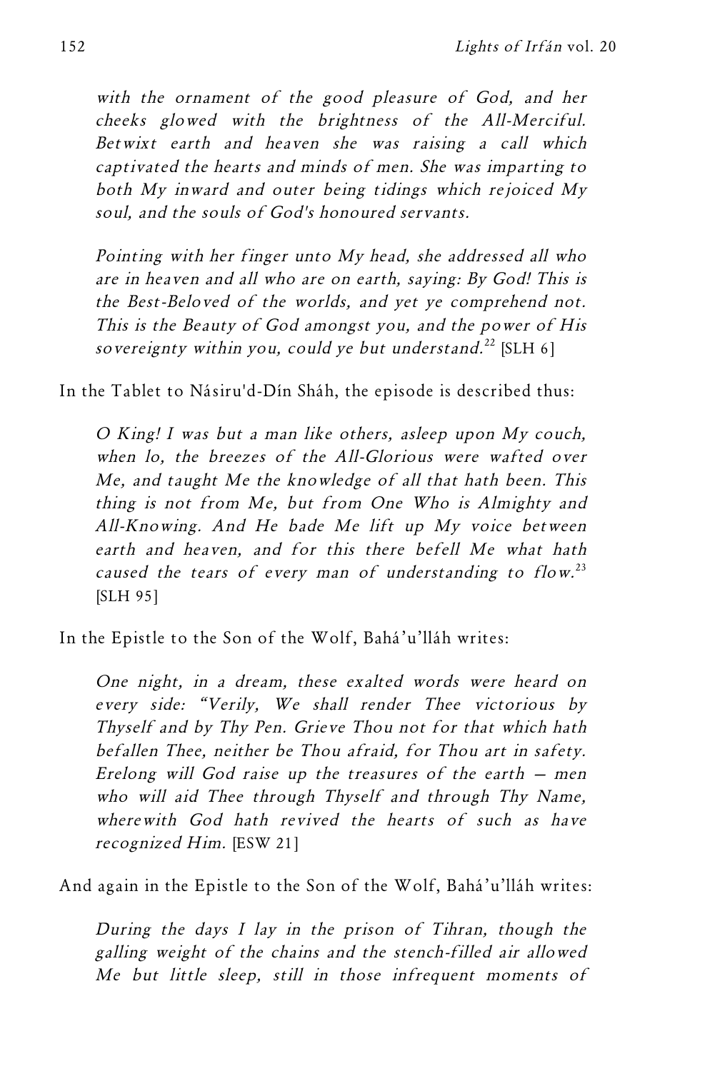*with the ornament of the good pleasure of God, and her cheeks glowed with the brightness of the All-Merciful. Betwixt earth and heaven she was raising a call which captivated the hearts and minds of men. She was imparting to both My inward and outer being tidings which rejoiced My soul, and the souls of God's honoured servants.*

*Pointing with her finger unto My head, she addressed all who are in heaven and all who are on earth, saying: By God! This is the Best-Beloved of the worlds, and yet ye comprehend not. This is the Beauty of God amongst you, and the power of His sovereignty within you, could ye but understand.*[22] [SLH 6]

In the Tablet to Násiru'd-Dín Sháh, the episode is described thus:

*O King! I was but a man like others, asleep upon My couch, when lo, the breezes of the All-Glorious were wafted over Me, and taught Me the knowledge of all that hath been. This thing is not from Me, but from One Who is Almighty and All-Knowing. And He bade Me lift up My voice between earth and heaven, and for this there befell Me what hath caused the tears of every man of understanding to flow.*[23] [SLH 95]

In the Epistle to the Son of the Wolf, Bahá'u'lláh writes:

*One night, in a dream, these exalted words were heard on every side: "Verily, We shall render Thee victorious by Thyself and by Thy Pen. Grieve Thou not for that which hath befallen Thee, neither be Thou afraid, for Thou art in safety. Erelong will God raise up the treasures of the earth — men who will aid Thee through Thyself and through Thy Name, wherewith God hath revived the hearts of such as have recognized Him.* [ESW 21]

And again in the Epistle to the Son of the Wolf, Bahá'u'lláh writes:

*During the days I lay in the prison of Tihran, though the galling weight of the chains and the stench-filled air allowed Me but little sleep, still in those infrequent moments of*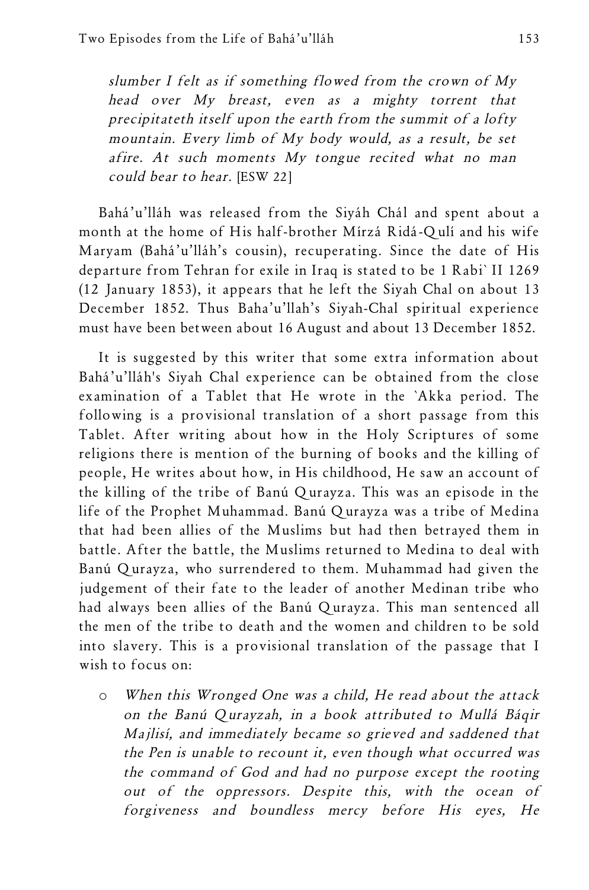*slumber I felt as if something flowed from the crown of My head over My breast, even as a mighty torrent that precipitateth itself upon the earth from the summit of a lofty mountain. Every limb of My body would, as a result, be set afire. At such moments My tongue recited what no man could bear to hear.* [ESW 22]

Bahá'u'lláh was released from the Siyáh Chál and spent about a month at the home of His half-brother Mírzá Ridá-Qulí and his wife Maryam (Bahá'u'lláh's cousin), recuperating. Since the date of His departure from Tehran for exile in Iraq is stated to be 1 Rabi` II 1269 (12 January 1853), it appears that he left the Siyah Chal on about 13 December 1852. Thus Baha'u'llah's Siyah-Chal spiritual experience must have been between about 16 August and about 13 December 1852.

It is suggested by this writer that some extra information about Bahá'u'lláh's Siyah Chal experience can be obtained from the close examination of a Tablet that He wrote in the `Akka period. The following is a provisional translation of a short passage from this Tablet. After writing about how in the Holy Scriptures of some religions there is mention of the burning of books and the killing of people, He writes about how, in His childhood, He saw an account of the killing of the tribe of Banú Qurayza. This was an episode in the life of the Prophet Muhammad. Banú Qurayza was a tribe of Medina that had been allies of the Muslims but had then betrayed them in battle. After the battle, the Muslims returned to Medina to deal with Banú Qurayza, who surrendered to them. Muhammad had given the judgement of their fate to the leader of another Medinan tribe who had always been allies of the Banú Qurayza. This man sentenced all the men of the tribe to death and the women and children to be sold into slavery. This is a provisional translation of the passage that I wish to focus on:

- *When this Wronged One was a child, He read about the attack on the Banú Qurayzah, in a book attributed to Mullá Báqir Majlisí, and immediately became so grieved and saddened that the Pen is unable to recount it, even though what occurred was the command of God and had no purpose except the rooting out of the oppressors. Despite this, with the ocean of forgiveness and boundless mercy before His eyes, He*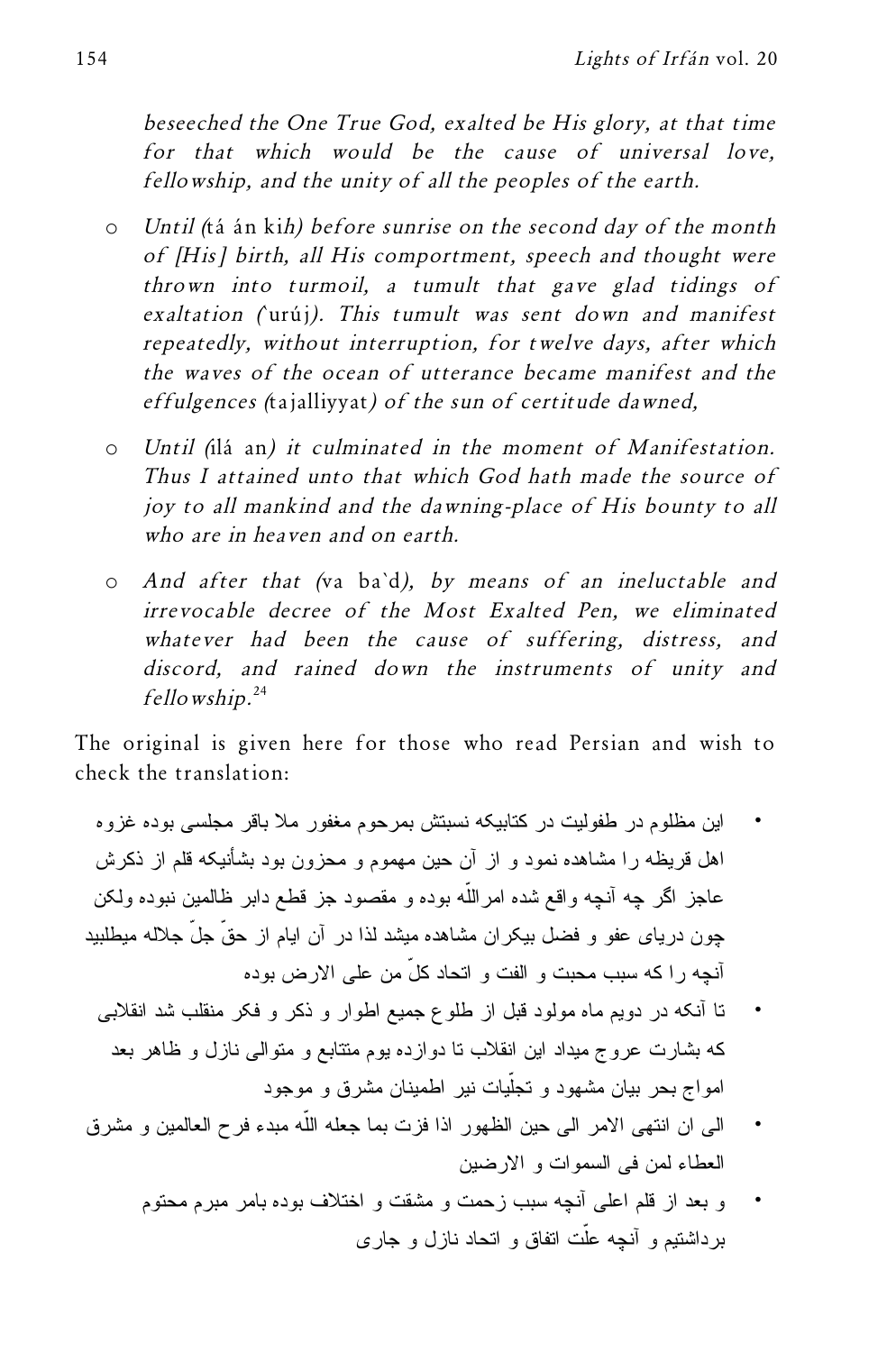*beseeched the One True God, exalted be His glory, at that time for that which would be the cause of universal love, fellowship, and the unity of all the peoples of the earth.*

- *Until (*tá án ki*h) before sunrise on the second day of the month of [His] birth, all His comportment, speech and thought were thrown into turmoil, a tumult that gave glad tidings of exaltation (*`urúj*). This tumult was sent down and manifest repeatedly, without interruption, for twelve days, after which the waves of the ocean of utterance became manifest and the effulgences (*tajalliyyat*) of the sun of certitude dawned,*

- *Until (*ilá an*) it culminated in the moment of Manifestation. Thus I attained unto that which God hath made the source of joy to all mankind and the dawning-place of His bounty to all who are in heaven and on earth.*

- *And after that (*va ba`d*), by means of an ineluctable and irrevocable decree of the Most Exalted Pen, we eliminated whatever had been the cause of suffering, distress, and discord, and rained down the instruments of unity and fellowship.*[24]

The original is given here for those who read Persian and wish to check the translation:

- این مظلوم در طفولیت در کتابیکه نسبتش بمرحوم مغفور ملا باقر مجلسی بوده غزوه اهل قریظه را مشاهده نمود و از آن حین مهموم و محزون بود بشأنیکه قلم از ذکرش عاجز اگر چه آنچه واقع شده امراللّه بوده و مقصود جز قطع دابر ظالمین نبوده ولکن چون دریای عفو و فضل بیکران مشاهده میشد لذا در آن ایام از حقّ جلّ جلاله میطلبید آنچه را که سبب محبت و الفت و اتحاد کلّ من علی الارض بوده
- تا آنکه در دویم ماه مولود قبل از طلوع جمیع اطوار و ذکر و فکر منقلب شد انقلابی که بشارت عروج میداد این انقلاب تا دوازده یوم متتابع و متوالی نازل و ظاهر بعد امواج بحر بیان مشهود و تجلّیات نیر اطمینان مشرق و موجود
- الی ان انتهی الامر الی حین الظهور اذا فزت بما جعله اللّه مبدء فرح العالمین و مشرق العطاء لمن فی السموات و الارضین
- و بعد از قلم اعلی آنچه سبب زحمت و مشقت و اختلاف بوده بامر مبرم محتوم برداشتیم و آنچه علّت اتفاق و اتحاد نازل و جاری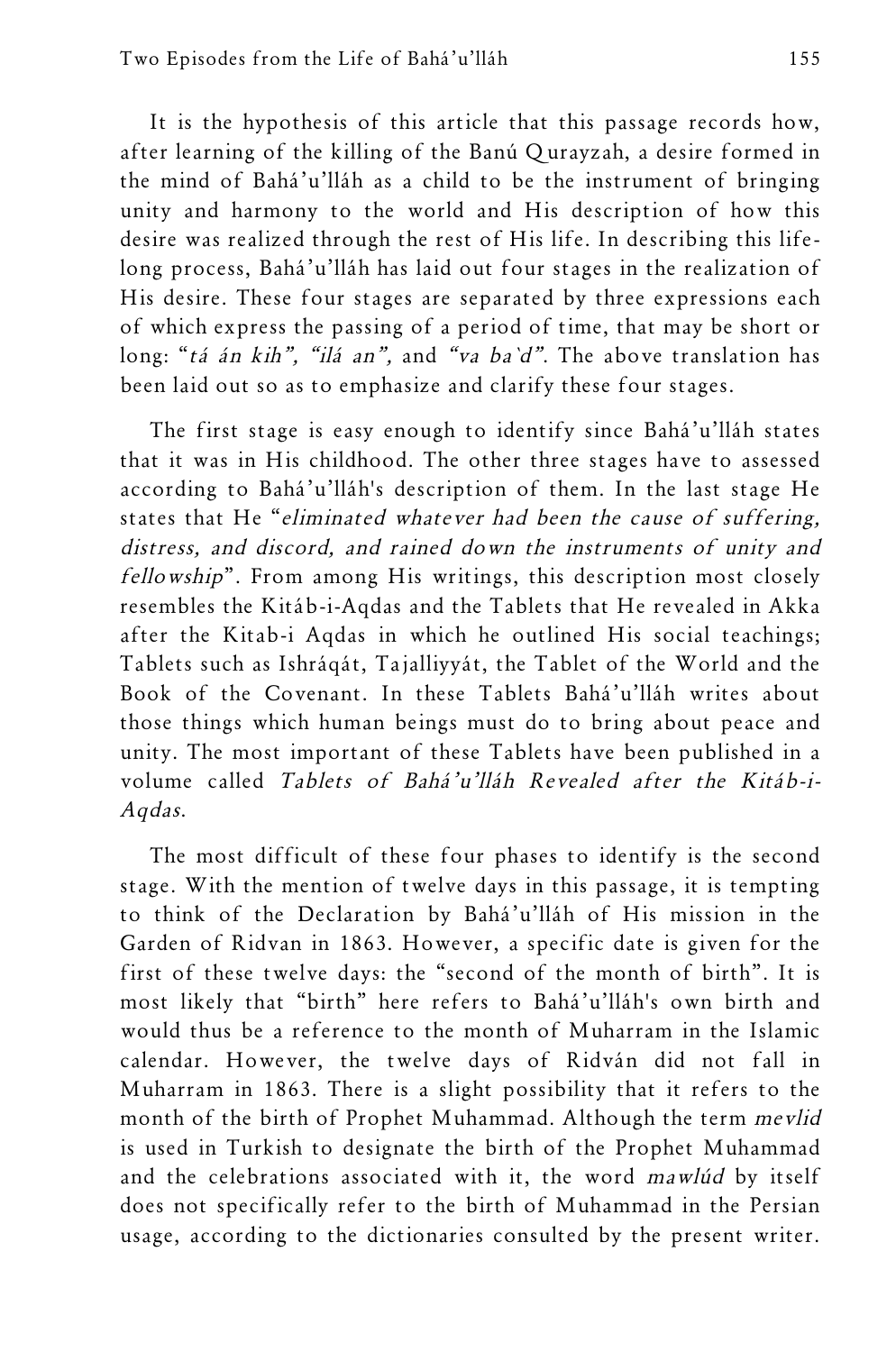It is the hypothesis of this article that this passage records how, after learning of the killing of the Banú Qurayzah, a desire formed in the mind of Bahá'u'lláh as a child to be the instrument of bringing unity and harmony to the world and His description of how this desire was realized through the rest of His life. In describing this life-long process, Bahá'u'lláh has laid out four stages in the realization of His desire. These four stages are separated by three expressions each of which express the passing of a period of time, that may be short or long: "*tá án kih*", "*ilá an*", and "*va ba'd*". The above translation has been laid out so as to emphasize and clarify these four stages.

The first stage is easy enough to identify since Bahá'u'lláh states that it was in His childhood. The other three stages have to assessed according to Bahá'u'lláh's description of them. In the last stage He states that He "*eliminated whatever had been the cause of suffering, distress, and discord, and rained down the instruments of unity and fellowship*". From among His writings, this description most closely resembles the Kitáb-i-Aqdas and the Tablets that He revealed in Akka after the Kitab-i Aqdas in which he outlined His social teachings; Tablets such as Ishráqát, Tajalliyyát, the Tablet of the World and the Book of the Covenant. In these Tablets Bahá'u'lláh writes about those things which human beings must do to bring about peace and unity. The most important of these Tablets have been published in a volume called *Tablets of Bahá'u'lláh Revealed after the Kitáb-i-Aqdas*.

The most difficult of these four phases to identify is the second stage. With the mention of twelve days in this passage, it is tempting to think of the Declaration by Bahá'u'lláh of His mission in the Garden of Ridvan in 1863. However, a specific date is given for the first of these twelve days: the "second of the month of birth". It is most likely that "birth" here refers to Bahá'u'lláh's own birth and would thus be a reference to the month of Muharram in the Islamic calendar. However, the twelve days of Ridván did not fall in Muharram in 1863. There is a slight possibility that it refers to the month of the birth of Prophet Muhammad. Although the term *mevlid* is used in Turkish to designate the birth of the Prophet Muhammad and the celebrations associated with it, the word *mawlúd* by itself does not specifically refer to the birth of Muhammad in the Persian usage, according to the dictionaries consulted by the present writer.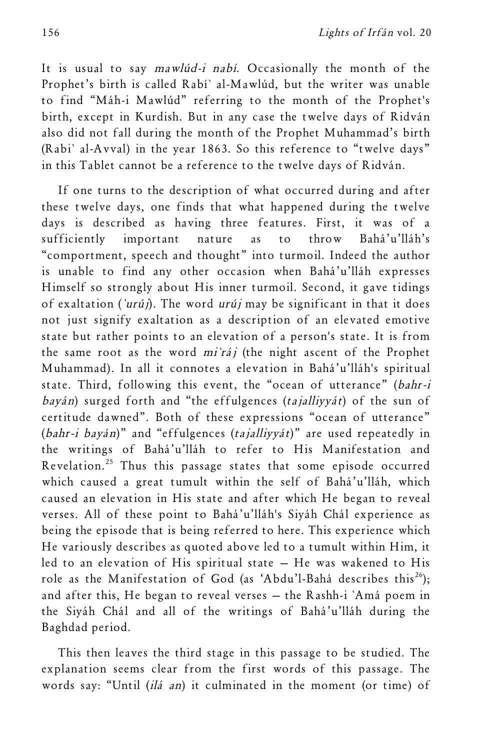It is usual to say *mawlúd-i nabí*. Occasionally the month of the Prophet's birth is called Rabí` al-Mawlúd, but the writer was unable to find "Máh-i Mawlúd" referring to the month of the Prophet's birth, except in Kurdish. But in any case the twelve days of Ridván also did not fall during the month of the Prophet Muhammad's birth (Rabi` al-Avval) in the year 1863. So this reference to "twelve days" in this Tablet cannot be a reference to the twelve days of Ridván.

If one turns to the description of what occurred during and after these twelve days, one finds that what happened during the twelve days is described as having three features. First, it was of a sufficiently important nature as to throw Bahá'u'lláh's "comportment, speech and thought" into turmoil. Indeed the author is unable to find any other occasion when Bahá'u'lláh expresses Himself so strongly about His inner turmoil. Second, it gave tidings of exaltation (*`urúj*). The word *urúj* may be significant in that it does not just signify exaltation as a description of an elevated emotive state but rather points to an elevation of a person's state. It is from the same root as the word *mi`ráj* (the night ascent of the Prophet Muhammad). In all it connotes a elevation in Bahá'u'lláh's spiritual state. Third, following this event, the "ocean of utterance" (*bahr-i bayán*) surged forth and "the effulgences (*tajalliyyát*) of the sun of certitude dawned". Both of these expressions "ocean of utterance" (*bahr-i bayán*)" and "effulgences (*tajalliyyát*)" are used repeatedly in the writings of Bahá'u'lláh to refer to His Manifestation and Revelation.[25] Thus this passage states that some episode occurred which caused a great tumult within the self of Bahá'u'lláh, which caused an elevation in His state and after which He began to reveal verses. All of these point to Bahá'u'lláh's Siyáh Chál experience as being the episode that is being referred to here. This experience which He variously describes as quoted above led to a tumult within Him, it led to an elevation of His spiritual state — He was wakened to His role as the Manifestation of God (as 'Abdu'l-Bahá describes this[26]); and after this, He began to reveal verses — the Rashh-i `Amá poem in the Siyáh Chál and all of the writings of Bahá'u'lláh during the Baghdad period.

This then leaves the third stage in this passage to be studied. The explanation seems clear from the first words of this passage. The words say: "Until (*ilá an*) it culminated in the moment (or time) of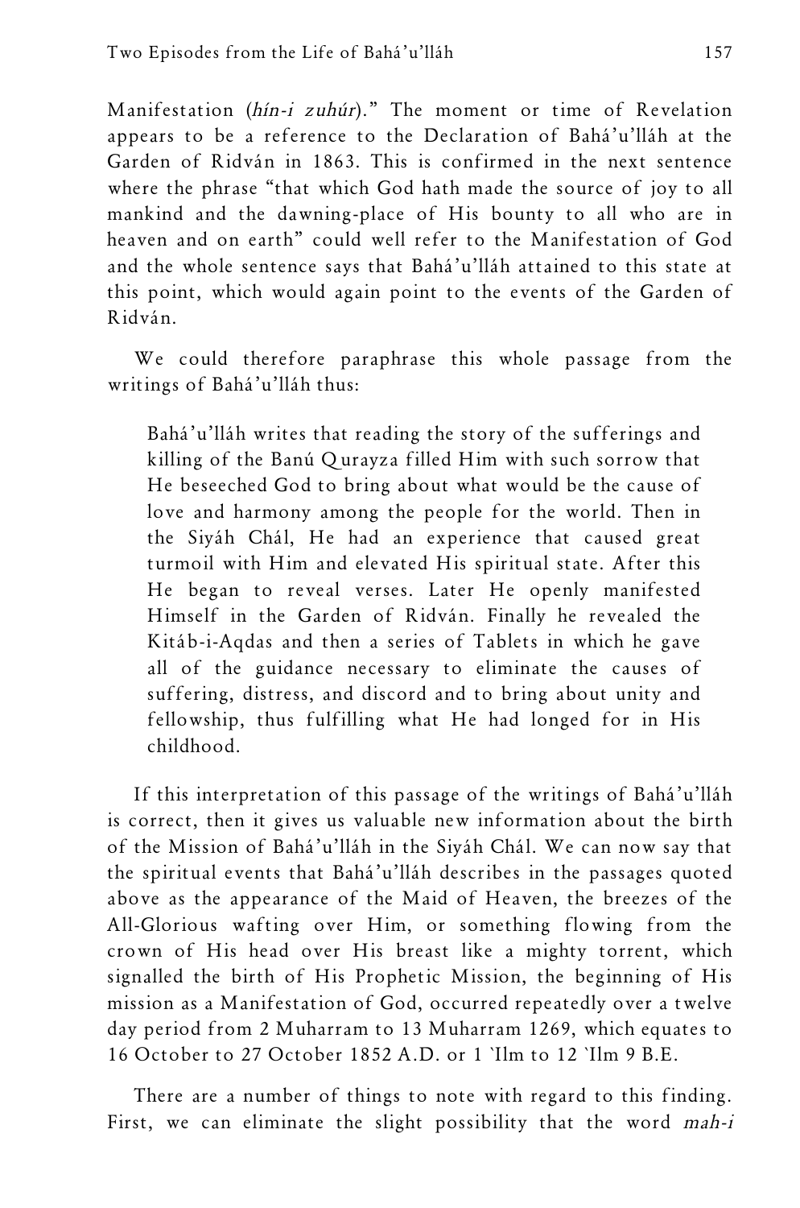Manifestation (*hín-i zuhúr*)." The moment or time of Revelation appears to be a reference to the Declaration of Bahá'u'lláh at the Garden of Ridván in 1863. This is confirmed in the next sentence where the phrase "that which God hath made the source of joy to all mankind and the dawning-place of His bounty to all who are in heaven and on earth" could well refer to the Manifestation of God and the whole sentence says that Bahá'u'lláh attained to this state at this point, which would again point to the events of the Garden of Ridván.

We could therefore paraphrase this whole passage from the writings of Bahá'u'lláh thus:

> Bahá'u'lláh writes that reading the story of the sufferings and killing of the Banú Qurayza filled Him with such sorrow that He beseeched God to bring about what would be the cause of love and harmony among the people for the world. Then in the Siyáh Chál, He had an experience that caused great turmoil with Him and elevated His spiritual state. After this He began to reveal verses. Later He openly manifested Himself in the Garden of Ridván. Finally he revealed the Kitáb-i-Aqdas and then a series of Tablets in which he gave all of the guidance necessary to eliminate the causes of suffering, distress, and discord and to bring about unity and fellowship, thus fulfilling what He had longed for in His childhood.

If this interpretation of this passage of the writings of Bahá'u'lláh is correct, then it gives us valuable new information about the birth of the Mission of Bahá'u'lláh in the Siyáh Chál. We can now say that the spiritual events that Bahá'u'lláh describes in the passages quoted above as the appearance of the Maid of Heaven, the breezes of the All-Glorious wafting over Him, or something flowing from the crown of His head over His breast like a mighty torrent, which signalled the birth of His Prophetic Mission, the beginning of His mission as a Manifestation of God, occurred repeatedly over a twelve day period from 2 Muharram to 13 Muharram 1269, which equates to 16 October to 27 October 1852 A.D. or 1 `Ilm to 12 `Ilm 9 B.E.

There are a number of things to note with regard to this finding. First, we can eliminate the slight possibility that the word *mah-i*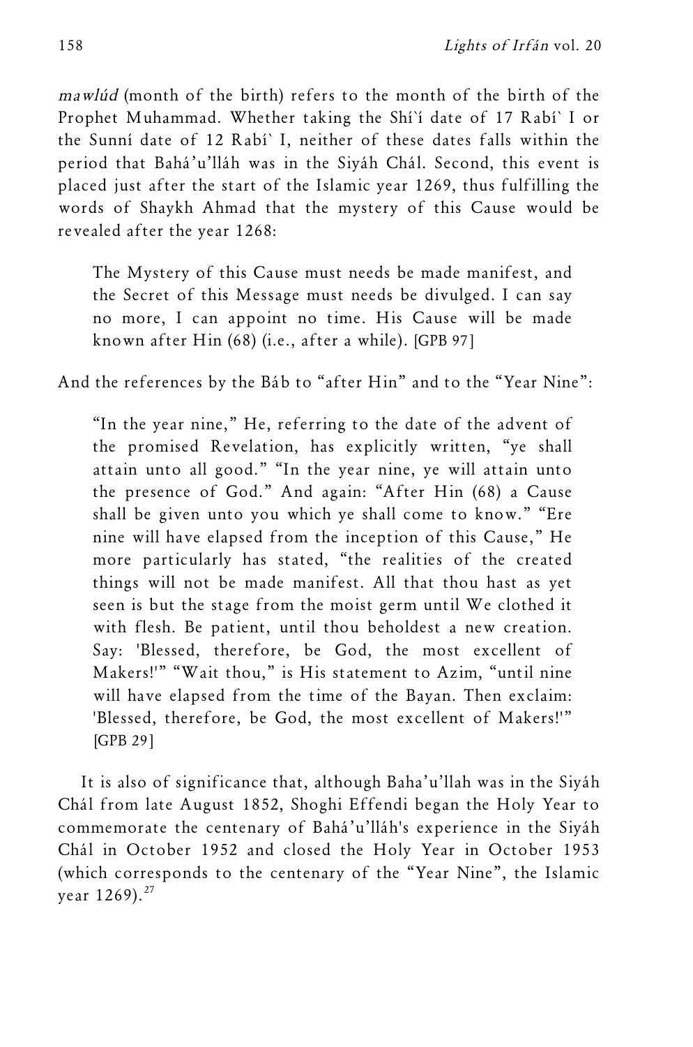*mawlúd* (month of the birth) refers to the month of the birth of the Prophet Muhammad. Whether taking the Shí`í date of 17 Rabí` I or the Sunní date of 12 Rabí` I, neither of these dates falls within the period that Bahá'u'lláh was in the Siyáh Chál. Second, this event is placed just after the start of the Islamic year 1269, thus fulfilling the words of Shaykh Ahmad that the mystery of this Cause would be revealed after the year 1268:

> The Mystery of this Cause must needs be made manifest, and the Secret of this Message must needs be divulged. I can say no more, I can appoint no time. His Cause will be made known after Hin (68) (i.e., after a while). [GPB 97]

And the references by the Báb to "after Hin" and to the "Year Nine":

> "In the year nine," He, referring to the date of the advent of the promised Revelation, has explicitly written, "ye shall attain unto all good." "In the year nine, ye will attain unto the presence of God." And again: "After Hin (68) a Cause shall be given unto you which ye shall come to know." "Ere nine will have elapsed from the inception of this Cause," He more particularly has stated, "the realities of the created things will not be made manifest. All that thou hast as yet seen is but the stage from the moist germ until We clothed it with flesh. Be patient, until thou beholdest a new creation. Say: 'Blessed, therefore, be God, the most excellent of Makers!'" "Wait thou," is His statement to Azim, "until nine will have elapsed from the time of the Bayan. Then exclaim: 'Blessed, therefore, be God, the most excellent of Makers!'" [GPB 29]

It is also of significance that, although Baha'u'llah was in the Siyáh Chál from late August 1852, Shoghi Effendi began the Holy Year to commemorate the centenary of Bahá'u'lláh's experience in the Siyáh Chál in October 1952 and closed the Holy Year in October 1953 (which corresponds to the centenary of the "Year Nine", the Islamic year 1269).[27]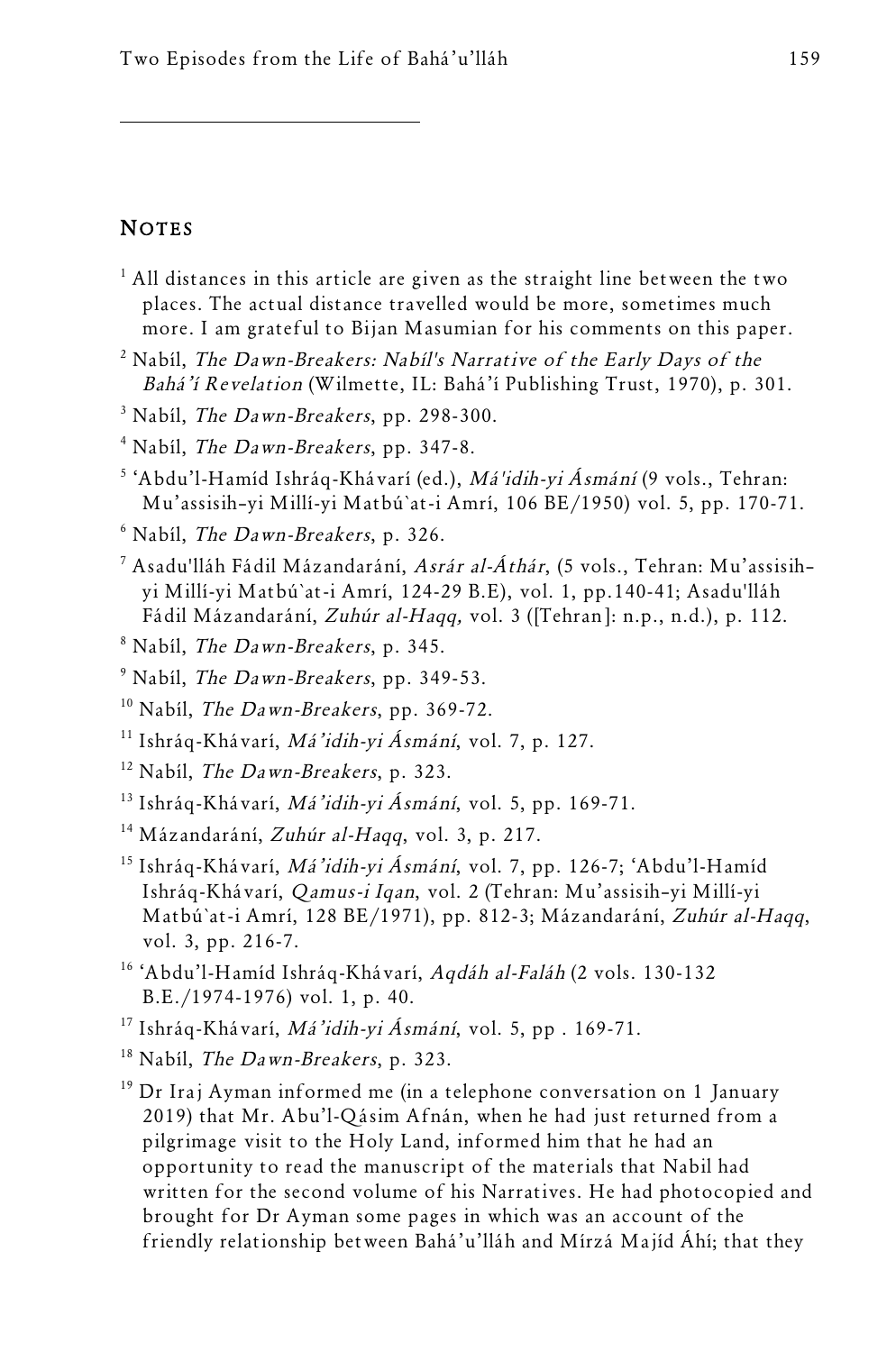## NOTES

[1] All distances in this article are given as the straight line between the two places. The actual distance travelled would be more, sometimes much more. I am grateful to Bijan Masumian for his comments on this paper.

[2] Nabíl, *The Dawn-Breakers: Nabíl's Narrative of the Early Days of the Bahá'í Revelation* (Wilmette, IL: Bahá'í Publishing Trust, 1970), p. 301.

[3] Nabíl, *The Dawn-Breakers*, pp. 298-300.

[4] Nabíl, *The Dawn-Breakers*, pp. 347-8.

[5] 'Abdu'l-Hamíd Ishráq-Khávarí (ed.), *Má'idih-yi Ásmání* (9 vols., Tehran: Mu'assisih–yi Millí-yi Matbú`at-i Amrí, 106 BE/1950) vol. 5, pp. 170-71.

[6] Nabíl, *The Dawn-Breakers*, p. 326.

[7] Asadu'lláh Fádil Mázandaráni, *Asrár al-Áthár*, (5 vols., Tehran: Mu'assisih–yi Millí-yi Matbú`at-i Amrí, 124-29 B.E), vol. 1, pp.140-41; Asadu'lláh Fádil Mázandaráni, *Zuhúr al-Haqq,* vol. 3 ([Tehran]: n.p., n.d.), p. 112.

[8] Nabíl, *The Dawn-Breakers*, p. 345.

[9] Nabíl, *The Dawn-Breakers*, pp. 349-53.

[10] Nabíl, *The Dawn-Breakers*, pp. 369-72.

[11] Ishráq-Khávarí, *Má'idih-yi Ásmání*, vol. 7, p. 127.

[12] Nabíl, *The Dawn-Breakers*, p. 323.

[13] Ishráq-Khávarí, *Má'idih-yi Ásmání*, vol. 5, pp. 169-71.

[14] Mázandaráni, *Zuhúr al-Haqq*, vol. 3, p. 217.

[15] Ishráq-Khávarí, *Má'idih-yi Ásmání*, vol. 7, pp. 126-7; 'Abdu'l-Hamíd Ishráq-Khávarí, *Qamus-i Iqan*, vol. 2 (Tehran: Mu'assisih–yi Millí-yi Matbú`at-i Amrí, 128 BE/1971), pp. 812-3; Mázandaráni, *Zuhúr al-Haqq*, vol. 3, pp. 216-7.

[16] 'Abdu'l-Hamíd Ishráq-Khávarí, *Aqdáh al-Faláh* (2 vols. 130-132 B.E./1974-1976) vol. 1, p. 40.

[17] Ishráq-Khávarí, *Má'idih-yi Ásmání*, vol. 5, pp . 169-71.

[18] Nabíl, *The Dawn-Breakers*, p. 323.

[19] Dr Iraj Ayman informed me (in a telephone conversation on 1 January 2019) that Mr. Abu'l-Qásim Afnán, when he had just returned from a pilgrimage visit to the Holy Land, informed him that he had an opportunity to read the manuscript of the materials that Nabil had written for the second volume of his Narratives. He had photocopied and brought for Dr Ayman some pages in which was an account of the friendly relationship between Bahá'u'lláh and Mírzá Majíd Áhí; that they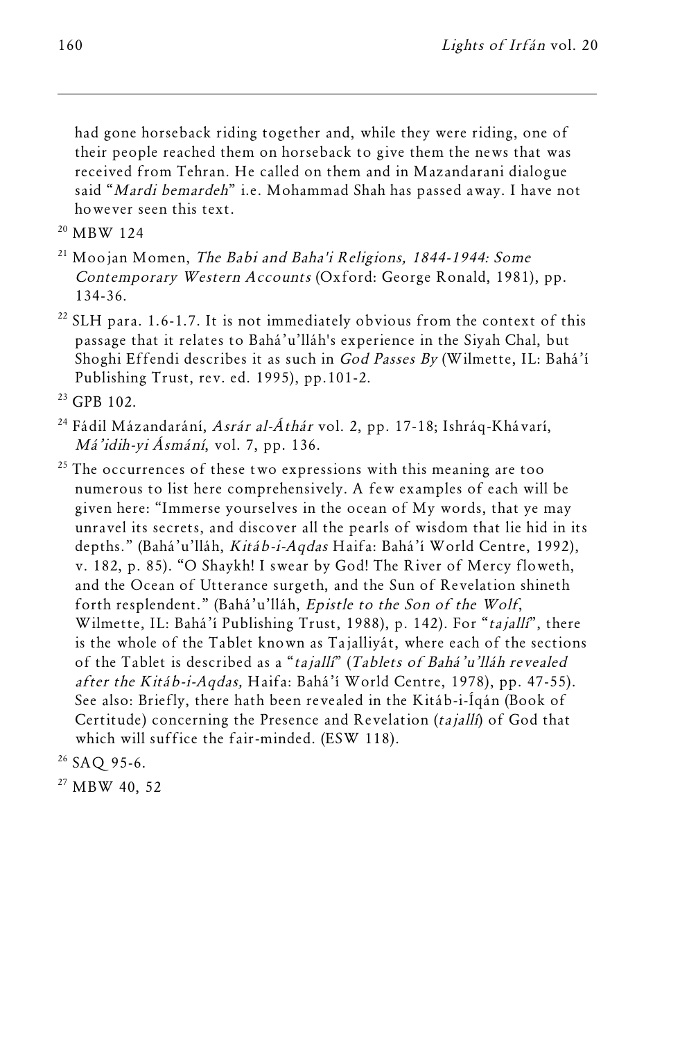had gone horseback riding together and, while they were riding, one of their people reached them on horseback to give them the news that was received from Tehran. He called on them and in Mazandarani dialogue said "*Mardi bemardeh*" i.e. Mohammad Shah has passed away. I have not however seen this text.

[20] MBW 124

[21] Moojan Momen, *The Babi and Baha'i Religions, 1844-1944: Some Contemporary Western Accounts* (Oxford: George Ronald, 1981), pp. 134-36.

[22] SLH para. 1.6-1.7. It is not immediately obvious from the context of this passage that it relates to Bahá'u'lláh's experience in the Siyah Chal, but Shoghi Effendi describes it as such in *God Passes By* (Wilmette, IL: Bahá'í Publishing Trust, rev. ed. 1995), pp.101-2.

[23] GPB 102.

[24] Fádil Mázandarání, *Asrár al-Áthár* vol. 2, pp. 17-18; Ishráq-Khávarí, *Má'idih-yi Ásmání*, vol. 7, pp. 136.

[25] The occurrences of these two expressions with this meaning are too numerous to list here comprehensively. A few examples of each will be given here: "Immerse yourselves in the ocean of My words, that ye may unravel its secrets, and discover all the pearls of wisdom that lie hid in its depths." (Bahá'u'lláh, *Kitáb-i-Aqdas* Haifa: Bahá'í World Centre, 1992), v. 182, p. 85). "O Shaykh! I swear by God! The River of Mercy floweth, and the Ocean of Utterance surgeth, and the Sun of Revelation shineth forth resplendent." (Bahá'u'lláh, *Epistle to the Son of the Wolf*, Wilmette, IL: Bahá'í Publishing Trust, 1988), p. 142). For "*tajallí*", there is the whole of the Tablet known as Tajalliyát, where each of the sections of the Tablet is described as a "*tajallí*" (*Tablets of Bahá'u'lláh revealed after the Kitáb-i-Aqdas,* Haifa: Bahá'í World Centre, 1978), pp. 47-55). See also: Briefly, there hath been revealed in the Kitáb-i-Íqán (Book of Certitude) concerning the Presence and Revelation (*tajallí*) of God that which will suffice the fair-minded. (ESW 118).

[26] SAQ 95-6.

[27] MBW 40, 52